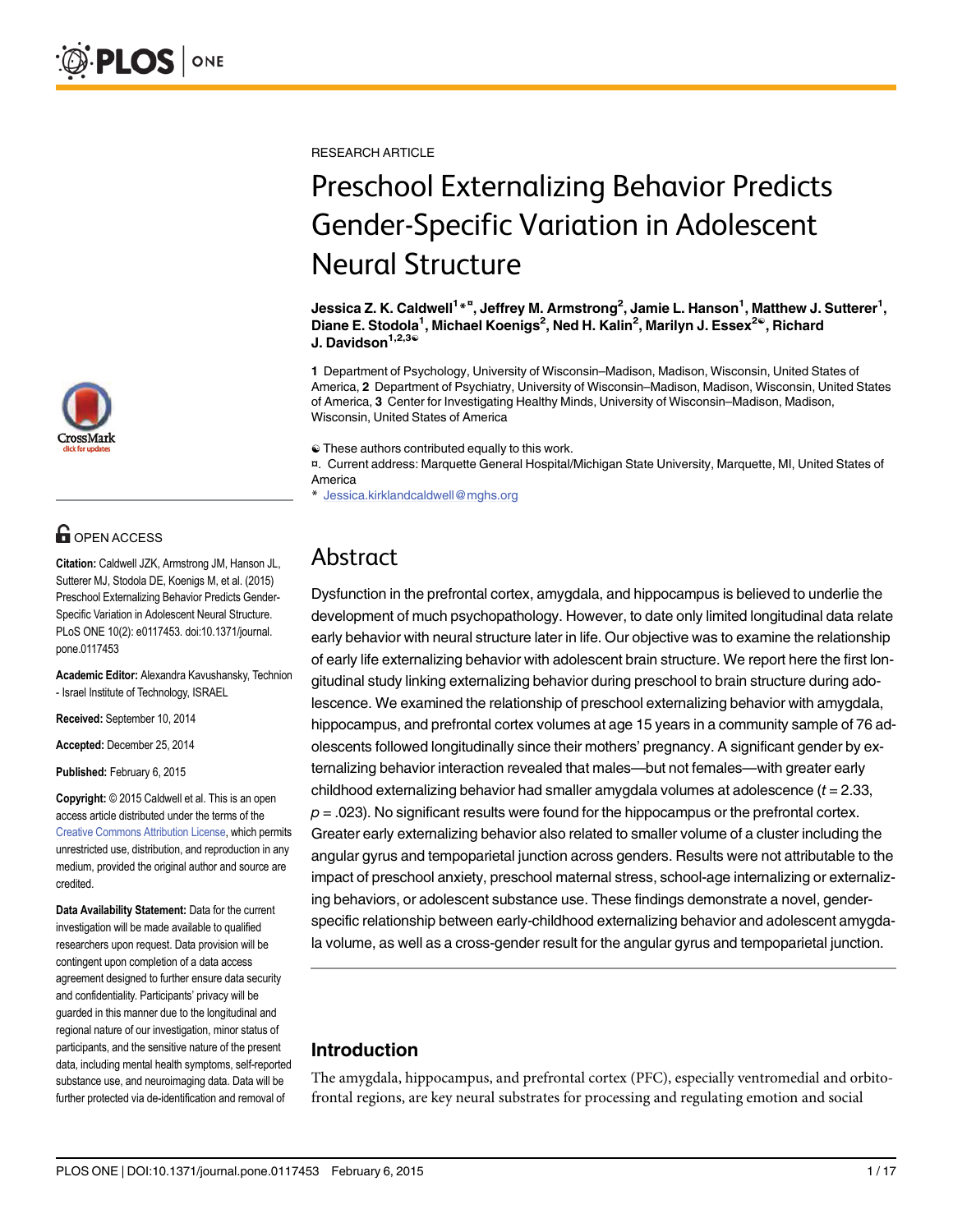RESEARCH ARTICLE

# Preschool Externalizing Behavior Predicts Gender-Specific Variation in Adolescent Neural Structure

**Jessica Z. K. Caldwell[1]*¤, Jeffrey M. Armstrong[2], Jamie L. Hanson[1], Matthew J. Sutterer[1], Diane E. Stodola[1], Michael Koenigs[2], Ned H. Kalin[2], Marilyn J. Essex[2]☯, Richard J. Davidson[1,2,3]☯**

**1** Department of Psychology, University of Wisconsin–Madison, Madison, Wisconsin, United States of America, **2** Department of Psychiatry, University of Wisconsin–Madison, Madison, Wisconsin, United States of America, **3** Center for Investigating Healthy Minds, University of Wisconsin–Madison, Madison, Wisconsin, United States of America

☯ These authors contributed equally to this work.
¤. Current address: Marquette General Hospital/Michigan State University, Marquette, MI, United States of America
* Jessica.kirklandcaldwell@mghs.org

OPEN ACCESS

**Citation:** Caldwell JZK, Armstrong JM, Hanson JL, Sutterer MJ, Stodola DE, Koenigs M, et al. (2015) Preschool Externalizing Behavior Predicts Gender-Specific Variation in Adolescent Neural Structure. PLoS ONE 10(2): e0117453. doi:10.1371/journal.pone.0117453

**Academic Editor:** Alexandra Kavushansky, Technion - Israel Institute of Technology, ISRAEL

**Received:** September 10, 2014

**Accepted:** December 25, 2014

**Published:** February 6, 2015

**Copyright:** © 2015 Caldwell et al. This is an open access article distributed under the terms of the Creative Commons Attribution License, which permits unrestricted use, distribution, and reproduction in any medium, provided the original author and source are credited.

**Data Availability Statement:** Data for the current investigation will be made available to qualified researchers upon request. Data provision will be contingent upon completion of a data access agreement designed to further ensure data security and confidentiality. Participants' privacy will be guarded in this manner due to the longitudinal and regional nature of our investigation, minor status of participants, and the sensitive nature of the present data, including mental health symptoms, self-reported substance use, and neuroimaging data. Data will be further protected via de-identification and removal of

## Abstract

Dysfunction in the prefrontal cortex, amygdala, and hippocampus is believed to underlie the development of much psychopathology. However, to date only limited longitudinal data relate early behavior with neural structure later in life. Our objective was to examine the relationship of early life externalizing behavior with adolescent brain structure. We report here the first longitudinal study linking externalizing behavior during preschool to brain structure during adolescence. We examined the relationship of preschool externalizing behavior with amygdala, hippocampus, and prefrontal cortex volumes at age 15 years in a community sample of 76 adolescents followed longitudinally since their mothers' pregnancy. A significant gender by externalizing behavior interaction revealed that males—but not females—with greater early childhood externalizing behavior had smaller amygdala volumes at adolescence ($t = 2.33$, $p = .023$). No significant results were found for the hippocampus or the prefrontal cortex. Greater early externalizing behavior also related to smaller volume of a cluster including the angular gyrus and tempoparietal junction across genders. Results were not attributable to the impact of preschool anxiety, preschool maternal stress, school-age internalizing or externalizing behaviors, or adolescent substance use. These findings demonstrate a novel, gender-specific relationship between early-childhood externalizing behavior and adolescent amygdala volume, as well as a cross-gender result for the angular gyrus and tempoparietal junction.

## Introduction

The amygdala, hippocampus, and prefrontal cortex (PFC), especially ventromedial and orbitofrontal regions, are key neural substrates for processing and regulating emotion and social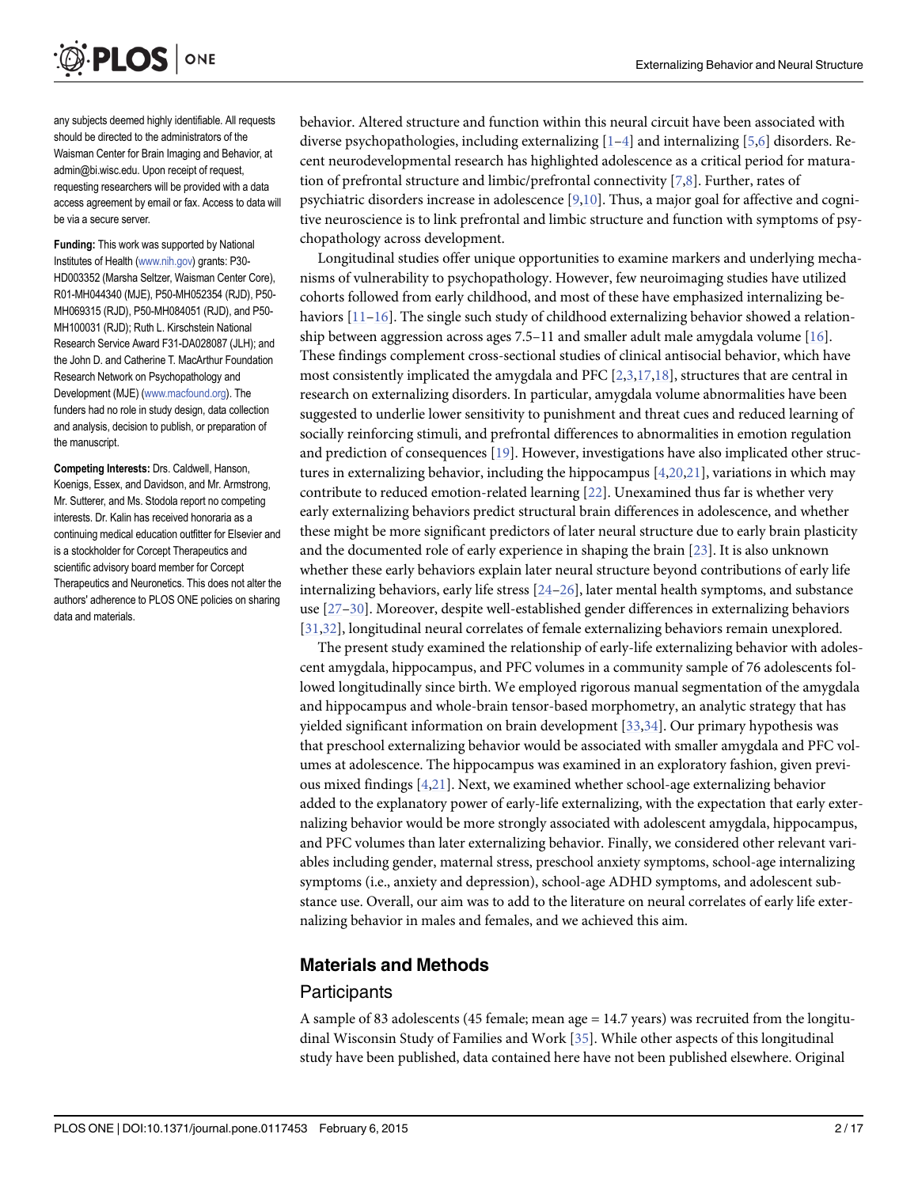any subjects deemed highly identifiable. All requests should be directed to the administrators of the Waisman Center for Brain Imaging and Behavior, at admin@bi.wisc.edu. Upon receipt of request, requesting researchers will be provided with a data access agreement by email or fax. Access to data will be via a secure server.

**Funding:** This work was supported by National Institutes of Health (www.nih.gov) grants: P30-HD003352 (Marsha Seltzer, Waisman Center Core), R01-MH044340 (MJE), P50-MH052354 (RJD), P50-MH069315 (RJD), P50-MH084051 (RJD), and P50-MH100031 (RJD); Ruth L. Kirschstein National Research Service Award F31-DA028087 (JLH); and the John D. and Catherine T. MacArthur Foundation Research Network on Psychopathology and Development (MJE) (www.macfound.org). The funders had no role in study design, data collection and analysis, decision to publish, or preparation of the manuscript.

**Competing Interests:** Drs. Caldwell, Hanson, Koenigs, Essex, and Davidson, and Mr. Armstrong, Mr. Sutterer, and Ms. Stodola report no competing interests. Dr. Kalin has received honoraria as a continuing medical education outfitter for Elsevier and is a stockholder for Corcept Therapeutics and scientific advisory board member for Corcept Therapeutics and Neuronetics. This does not alter the authors' adherence to PLOS ONE policies on sharing data and materials.

behavior. Altered structure and function within this neural circuit have been associated with diverse psychopathologies, including externalizing [1–4] and internalizing [5,6] disorders. Recent neurodevelopmental research has highlighted adolescence as a critical period for maturation of prefrontal structure and limbic/prefrontal connectivity [7,8]. Further, rates of psychiatric disorders increase in adolescence [9,10]. Thus, a major goal for affective and cognitive neuroscience is to link prefrontal and limbic structure and function with symptoms of psychopathology across development.

Longitudinal studies offer unique opportunities to examine markers and underlying mechanisms of vulnerability to psychopathology. However, few neuroimaging studies have utilized cohorts followed from early childhood, and most of these have emphasized internalizing behaviors [11–16]. The single such study of childhood externalizing behavior showed a relationship between aggression across ages 7.5–11 and smaller adult male amygdala volume [16]. These findings complement cross-sectional studies of clinical antisocial behavior, which have most consistently implicated the amygdala and PFC [2,3,17,18], structures that are central in research on externalizing disorders. In particular, amygdala volume abnormalities have been suggested to underlie lower sensitivity to punishment and threat cues and reduced learning of socially reinforcing stimuli, and prefrontal differences to abnormalities in emotion regulation and prediction of consequences [19]. However, investigations have also implicated other structures in externalizing behavior, including the hippocampus [4,20,21], variations in which may contribute to reduced emotion-related learning [22]. Unexamined thus far is whether very early externalizing behaviors predict structural brain differences in adolescence, and whether these might be more significant predictors of later neural structure due to early brain plasticity and the documented role of early experience in shaping the brain [23]. It is also unknown whether these early behaviors explain later neural structure beyond contributions of early life internalizing behaviors, early life stress [24–26], later mental health symptoms, and substance use [27–30]. Moreover, despite well-established gender differences in externalizing behaviors [31,32], longitudinal neural correlates of female externalizing behaviors remain unexplored.

The present study examined the relationship of early-life externalizing behavior with adolescent amygdala, hippocampus, and PFC volumes in a community sample of 76 adolescents followed longitudinally since birth. We employed rigorous manual segmentation of the amygdala and hippocampus and whole-brain tensor-based morphometry, an analytic strategy that has yielded significant information on brain development [33,34]. Our primary hypothesis was that preschool externalizing behavior would be associated with smaller amygdala and PFC volumes at adolescence. The hippocampus was examined in an exploratory fashion, given previous mixed findings [4,21]. Next, we examined whether school-age externalizing behavior added to the explanatory power of early-life externalizing, with the expectation that early externalizing behavior would be more strongly associated with adolescent amygdala, hippocampus, and PFC volumes than later externalizing behavior. Finally, we considered other relevant variables including gender, maternal stress, preschool anxiety symptoms, school-age internalizing symptoms (i.e., anxiety and depression), school-age ADHD symptoms, and adolescent substance use. Overall, our aim was to add to the literature on neural correlates of early life externalizing behavior in males and females, and we achieved this aim.

## Materials and Methods

### Participants

A sample of 83 adolescents (45 female; mean age = 14.7 years) was recruited from the longitudinal Wisconsin Study of Families and Work [35]. While other aspects of this longitudinal study have been published, data contained here have not been published elsewhere. Original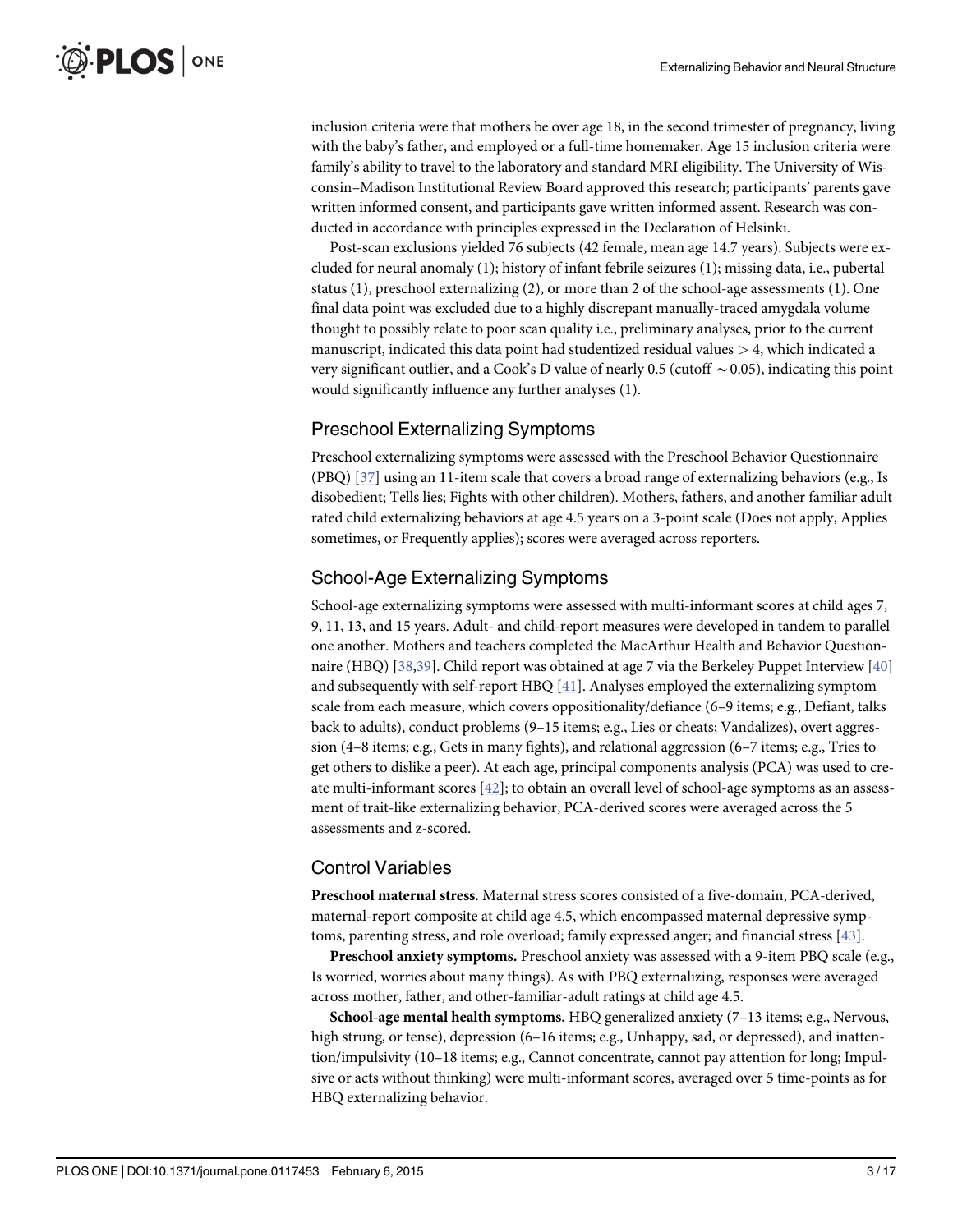inclusion criteria were that mothers be over age 18, in the second trimester of pregnancy, living with the baby's father, and employed or a full-time homemaker. Age 15 inclusion criteria were family's ability to travel to the laboratory and standard MRI eligibility. The University of Wisconsin–Madison Institutional Review Board approved this research; participants' parents gave written informed consent, and participants gave written informed assent. Research was conducted in accordance with principles expressed in the Declaration of Helsinki.

Post-scan exclusions yielded 76 subjects (42 female, mean age 14.7 years). Subjects were excluded for neural anomaly (1); history of infant febrile seizures (1); missing data, i.e., pubertal status (1), preschool externalizing (2), or more than 2 of the school-age assessments (1). One final data point was excluded due to a highly discrepant manually-traced amygdala volume thought to possibly relate to poor scan quality i.e., preliminary analyses, prior to the current manuscript, indicated this data point had studentized residual values $> 4$, which indicated a very significant outlier, and a Cook's D value of nearly 0.5 (cutoff $\sim 0.05$), indicating this point would significantly influence any further analyses (1).

## Preschool Externalizing Symptoms

Preschool externalizing symptoms were assessed with the Preschool Behavior Questionnaire (PBQ) [37] using an 11-item scale that covers a broad range of externalizing behaviors (e.g., Is disobedient; Tells lies; Fights with other children). Mothers, fathers, and another familiar adult rated child externalizing behaviors at age 4.5 years on a 3-point scale (Does not apply, Applies sometimes, or Frequently applies); scores were averaged across reporters.

## School-Age Externalizing Symptoms

School-age externalizing symptoms were assessed with multi-informant scores at child ages 7, 9, 11, 13, and 15 years. Adult- and child-report measures were developed in tandem to parallel one another. Mothers and teachers completed the MacArthur Health and Behavior Questionnaire (HBQ) [38,39]. Child report was obtained at age 7 via the Berkeley Puppet Interview [40] and subsequently with self-report HBQ [41]. Analyses employed the externalizing symptom scale from each measure, which covers oppositionality/defiance (6–9 items; e.g., Defiant, talks back to adults), conduct problems (9–15 items; e.g., Lies or cheats; Vandalizes), overt aggression (4–8 items; e.g., Gets in many fights), and relational aggression (6–7 items; e.g., Tries to get others to dislike a peer). At each age, principal components analysis (PCA) was used to create multi-informant scores [42]; to obtain an overall level of school-age symptoms as an assessment of trait-like externalizing behavior, PCA-derived scores were averaged across the 5 assessments and z-scored.

## Control Variables

**Preschool maternal stress.** Maternal stress scores consisted of a five-domain, PCA-derived, maternal-report composite at child age 4.5, which encompassed maternal depressive symptoms, parenting stress, and role overload; family expressed anger; and financial stress [43].

**Preschool anxiety symptoms.** Preschool anxiety was assessed with a 9-item PBQ scale (e.g., Is worried, worries about many things). As with PBQ externalizing, responses were averaged across mother, father, and other-familiar-adult ratings at child age 4.5.

**School-age mental health symptoms.** HBQ generalized anxiety (7–13 items; e.g., Nervous, high strung, or tense), depression (6–16 items; e.g., Unhappy, sad, or depressed), and inattention/impulsivity (10–18 items; e.g., Cannot concentrate, cannot pay attention for long; Impulsive or acts without thinking) were multi-informant scores, averaged over 5 time-points as for HBQ externalizing behavior.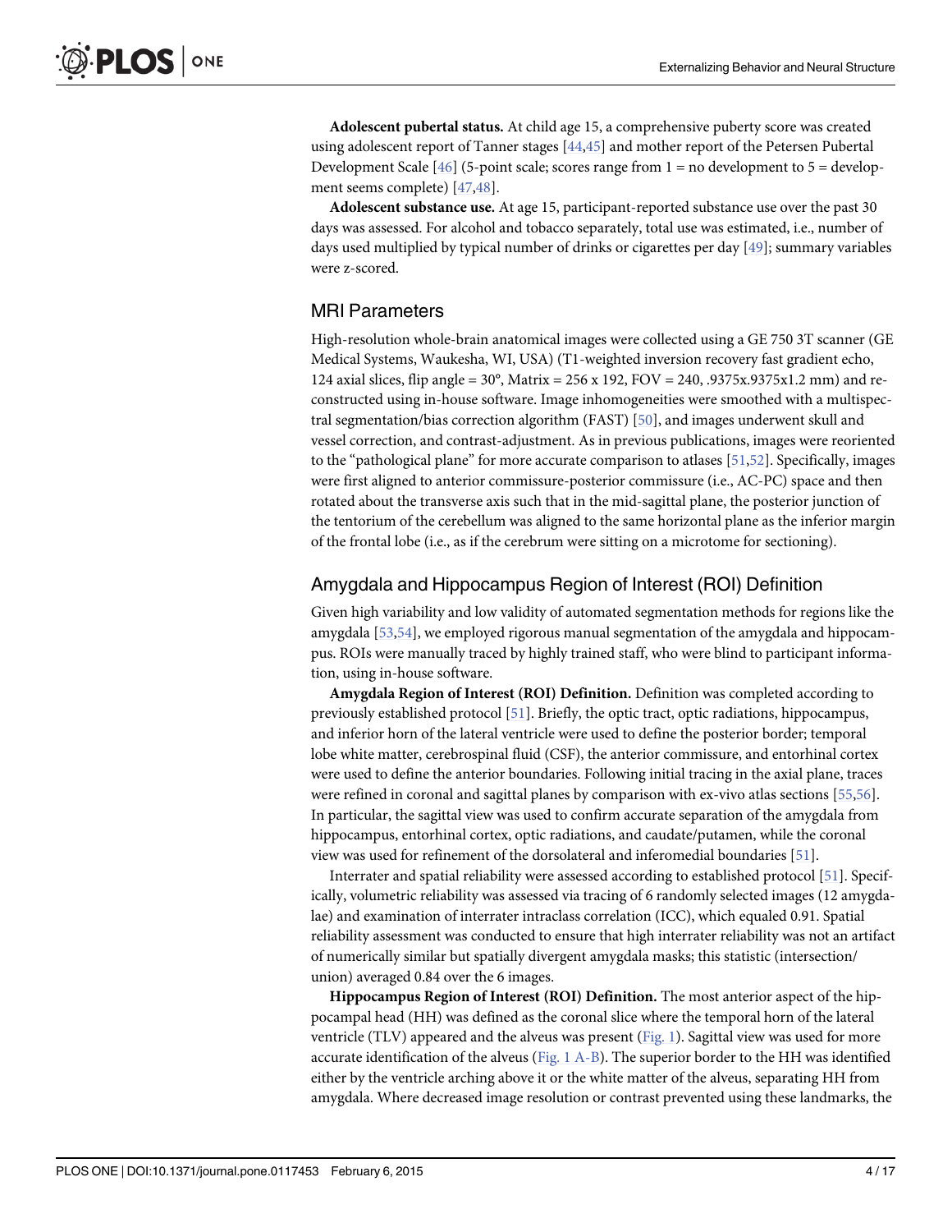**Adolescent pubertal status.** At child age 15, a comprehensive puberty score was created using adolescent report of Tanner stages [44,45] and mother report of the Petersen Pubertal Development Scale [46] (5-point scale; scores range from 1 = no development to 5 = development seems complete) [47,48].

**Adolescent substance use.** At age 15, participant-reported substance use over the past 30 days was assessed. For alcohol and tobacco separately, total use was estimated, i.e., number of days used multiplied by typical number of drinks or cigarettes per day [49]; summary variables were z-scored.

## MRI Parameters

High-resolution whole-brain anatomical images were collected using a GE 750 3T scanner (GE Medical Systems, Waukesha, WI, USA) (T1-weighted inversion recovery fast gradient echo, 124 axial slices, flip angle = 30°, Matrix = 256 x 192, FOV = 240, .9375x.9375x1.2 mm) and reconstructed using in-house software. Image inhomogeneities were smoothed with a multispectral segmentation/bias correction algorithm (FAST) [50], and images underwent skull and vessel correction, and contrast-adjustment. As in previous publications, images were reoriented to the "pathological plane" for more accurate comparison to atlases [51,52]. Specifically, images were first aligned to anterior commissure-posterior commissure (i.e., AC-PC) space and then rotated about the transverse axis such that in the mid-sagittal plane, the posterior junction of the tentorium of the cerebellum was aligned to the same horizontal plane as the inferior margin of the frontal lobe (i.e., as if the cerebrum were sitting on a microtome for sectioning).

## Amygdala and Hippocampus Region of Interest (ROI) Definition

Given high variability and low validity of automated segmentation methods for regions like the amygdala [53,54], we employed rigorous manual segmentation of the amygdala and hippocampus. ROIs were manually traced by highly trained staff, who were blind to participant information, using in-house software.

**Amygdala Region of Interest (ROI) Definition.** Definition was completed according to previously established protocol [51]. Briefly, the optic tract, optic radiations, hippocampus, and inferior horn of the lateral ventricle were used to define the posterior border; temporal lobe white matter, cerebrospinal fluid (CSF), the anterior commissure, and entorhinal cortex were used to define the anterior boundaries. Following initial tracing in the axial plane, traces were refined in coronal and sagittal planes by comparison with ex-vivo atlas sections [55,56]. In particular, the sagittal view was used to confirm accurate separation of the amygdala from hippocampus, entorhinal cortex, optic radiations, and caudate/putamen, while the coronal view was used for refinement of the dorsolateral and inferomedial boundaries [51].

Interrater and spatial reliability were assessed according to established protocol [51]. Specifically, volumetric reliability was assessed via tracing of 6 randomly selected images (12 amygdalae) and examination of interrater intraclass correlation (ICC), which equaled 0.91. Spatial reliability assessment was conducted to ensure that high interrater reliability was not an artifact of numerically similar but spatially divergent amygdala masks; this statistic (intersection/union) averaged 0.84 over the 6 images.

**Hippocampus Region of Interest (ROI) Definition.** The most anterior aspect of the hippocampal head (HH) was defined as the coronal slice where the temporal horn of the lateral ventricle (TLV) appeared and the alveus was present (Fig. 1). Sagittal view was used for more accurate identification of the alveus (Fig. 1 A-B). The superior border to the HH was identified either by the ventricle arching above it or the white matter of the alveus, separating HH from amygdala. Where decreased image resolution or contrast prevented using these landmarks, the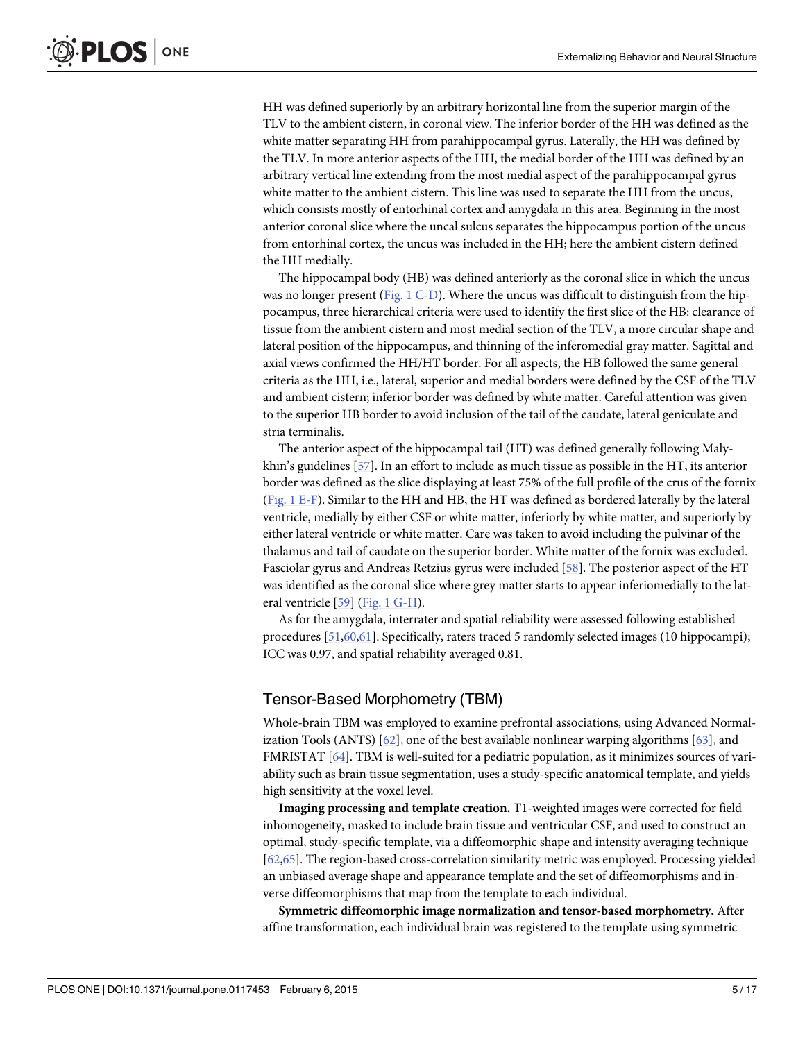HH was defined superiorly by an arbitrary horizontal line from the superior margin of the TLV to the ambient cistern, in coronal view. The inferior border of the HH was defined as the white matter separating HH from parahippocampal gyrus. Laterally, the HH was defined by the TLV. In more anterior aspects of the HH, the medial border of the HH was defined by an arbitrary vertical line extending from the most medial aspect of the parahippocampal gyrus white matter to the ambient cistern. This line was used to separate the HH from the uncus, which consists mostly of entorhinal cortex and amygdala in this area. Beginning in the most anterior coronal slice where the uncal sulcus separates the hippocampus portion of the uncus from entorhinal cortex, the uncus was included in the HH; here the ambient cistern defined the HH medially.

The hippocampal body (HB) was defined anteriorly as the coronal slice in which the uncus was no longer present (Fig. 1 C-D). Where the uncus was difficult to distinguish from the hippocampus, three hierarchical criteria were used to identify the first slice of the HB: clearance of tissue from the ambient cistern and most medial section of the TLV, a more circular shape and lateral position of the hippocampus, and thinning of the inferomedial gray matter. Sagittal and axial views confirmed the HH/HT border. For all aspects, the HB followed the same general criteria as the HH, i.e., lateral, superior and medial borders were defined by the CSF of the TLV and ambient cistern; inferior border was defined by white matter. Careful attention was given to the superior HB border to avoid inclusion of the tail of the caudate, lateral geniculate and stria terminalis.

The anterior aspect of the hippocampal tail (HT) was defined generally following Malykhin's guidelines [57]. In an effort to include as much tissue as possible in the HT, its anterior border was defined as the slice displaying at least 75% of the full profile of the crus of the fornix (Fig. 1 E-F). Similar to the HH and HB, the HT was defined as bordered laterally by the lateral ventricle, medially by either CSF or white matter, inferiorly by white matter, and superiorly by either lateral ventricle or white matter. Care was taken to avoid including the pulvinar of the thalamus and tail of caudate on the superior border. White matter of the fornix was excluded. Fasciolar gyrus and Andreas Retzius gyrus were included [58]. The posterior aspect of the HT was identified as the coronal slice where grey matter starts to appear inferiomedially to the lateral ventricle [59] (Fig. 1 G-H).

As for the amygdala, interrater and spatial reliability were assessed following established procedures [51,60,61]. Specifically, raters traced 5 randomly selected images (10 hippocampi); ICC was 0.97, and spatial reliability averaged 0.81.

## Tensor-Based Morphometry (TBM)

Whole-brain TBM was employed to examine prefrontal associations, using Advanced Normalization Tools (ANTS) [62], one of the best available nonlinear warping algorithms [63], and FMRISTAT [64]. TBM is well-suited for a pediatric population, as it minimizes sources of variability such as brain tissue segmentation, uses a study-specific anatomical template, and yields high sensitivity at the voxel level.

**Imaging processing and template creation.** T1-weighted images were corrected for field inhomogeneity, masked to include brain tissue and ventricular CSF, and used to construct an optimal, study-specific template, via a diffeomorphic shape and intensity averaging technique [62,65]. The region-based cross-correlation similarity metric was employed. Processing yielded an unbiased average shape and appearance template and the set of diffeomorphisms and inverse diffeomorphisms that map from the template to each individual.

**Symmetric diffeomorphic image normalization and tensor-based morphometry.** After affine transformation, each individual brain was registered to the template using symmetric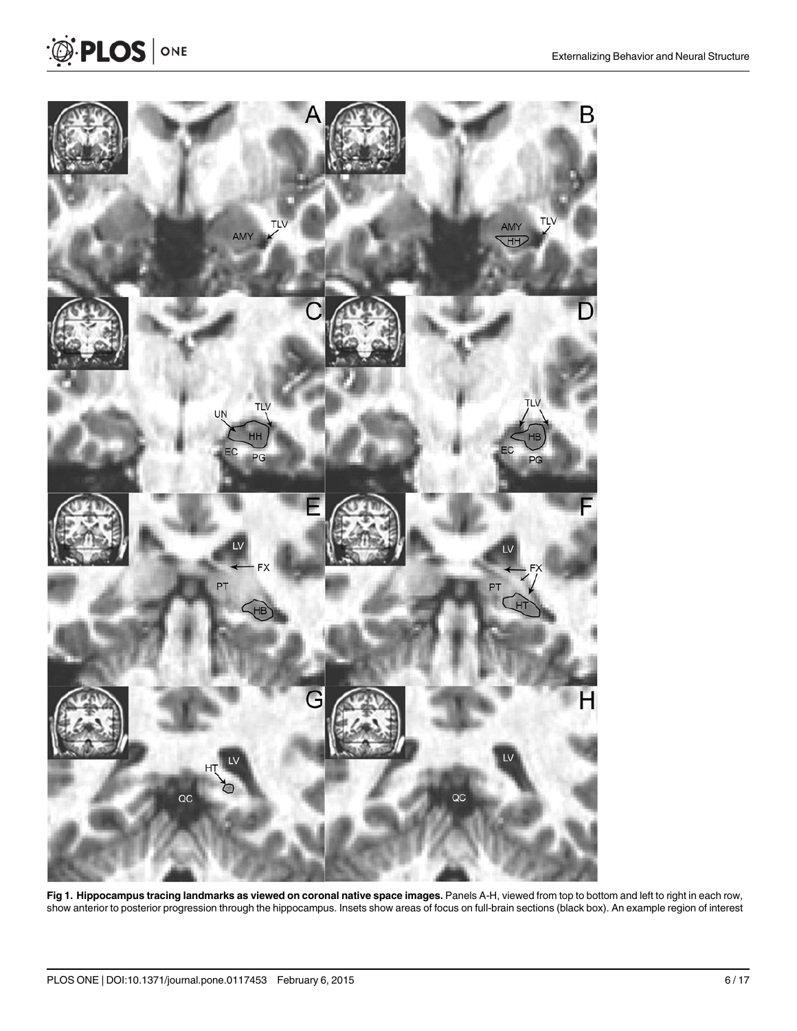**Fig 1. Hippocampus tracing landmarks as viewed on coronal native space images.** Panels A-H, viewed from top to bottom and left to right in each row, show anterior to posterior progression through the hippocampus. Insets show areas of focus on full-brain sections (black box). An example region of interest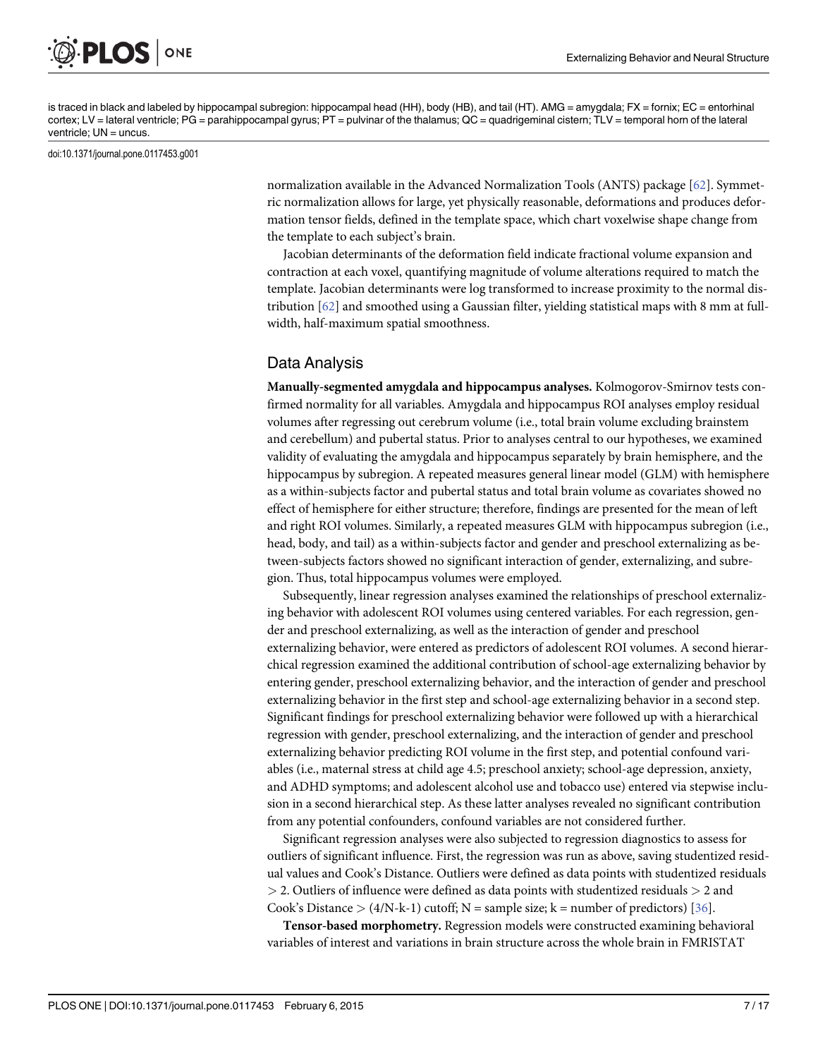is traced in black and labeled by hippocampal subregion: hippocampal head (HH), body (HB), and tail (HT). AMG = amygdala; FX = fornix; EC = entorhinal cortex; LV = lateral ventricle; PG = parahippocampal gyrus; PT = pulvinar of the thalamus; QC = quadrigeminal cistern; TLV = temporal horn of the lateral ventricle; UN = uncus.

doi:10.1371/journal.pone.0117453.g001

normalization available in the Advanced Normalization Tools (ANTS) package [62]. Symmetric normalization allows for large, yet physically reasonable, deformations and produces deformation tensor fields, defined in the template space, which chart voxelwise shape change from the template to each subject's brain.

Jacobian determinants of the deformation field indicate fractional volume expansion and contraction at each voxel, quantifying magnitude of volume alterations required to match the template. Jacobian determinants were log transformed to increase proximity to the normal distribution [62] and smoothed using a Gaussian filter, yielding statistical maps with 8 mm at full-width, half-maximum spatial smoothness.

## Data Analysis

**Manually-segmented amygdala and hippocampus analyses.** Kolmogorov-Smirnov tests confirmed normality for all variables. Amygdala and hippocampus ROI analyses employ residual volumes after regressing out cerebrum volume (i.e., total brain volume excluding brainstem and cerebellum) and pubertal status. Prior to analyses central to our hypotheses, we examined validity of evaluating the amygdala and hippocampus separately by brain hemisphere, and the hippocampus by subregion. A repeated measures general linear model (GLM) with hemisphere as a within-subjects factor and pubertal status and total brain volume as covariates showed no effect of hemisphere for either structure; therefore, findings are presented for the mean of left and right ROI volumes. Similarly, a repeated measures GLM with hippocampus subregion (i.e., head, body, and tail) as a within-subjects factor and gender and preschool externalizing as between-subjects factors showed no significant interaction of gender, externalizing, and subregion. Thus, total hippocampus volumes were employed.

Subsequently, linear regression analyses examined the relationships of preschool externalizing behavior with adolescent ROI volumes using centered variables. For each regression, gender and preschool externalizing, as well as the interaction of gender and preschool externalizing behavior, were entered as predictors of adolescent ROI volumes. A second hierarchical regression examined the additional contribution of school-age externalizing behavior by entering gender, preschool externalizing behavior, and the interaction of gender and preschool externalizing behavior in the first step and school-age externalizing behavior in a second step. Significant findings for preschool externalizing behavior were followed up with a hierarchical regression with gender, preschool externalizing, and the interaction of gender and preschool externalizing behavior predicting ROI volume in the first step, and potential confound variables (i.e., maternal stress at child age 4.5; preschool anxiety; school-age depression, anxiety, and ADHD symptoms; and adolescent alcohol use and tobacco use) entered via stepwise inclusion in a second hierarchical step. As these latter analyses revealed no significant contribution from any potential confounders, confound variables are not considered further.

Significant regression analyses were also subjected to regression diagnostics to assess for outliers of significant influence. First, the regression was run as above, saving studentized residual values and Cook's Distance. Outliers were defined as data points with studentized residuals $> 2$. Outliers of influence were defined as data points with studentized residuals $> 2$ and Cook's Distance $> (4/N\text{-}k\text{-}1)$ cutoff; N = sample size; k = number of predictors) [36].

**Tensor-based morphometry.** Regression models were constructed examining behavioral variables of interest and variations in brain structure across the whole brain in FMRISTAT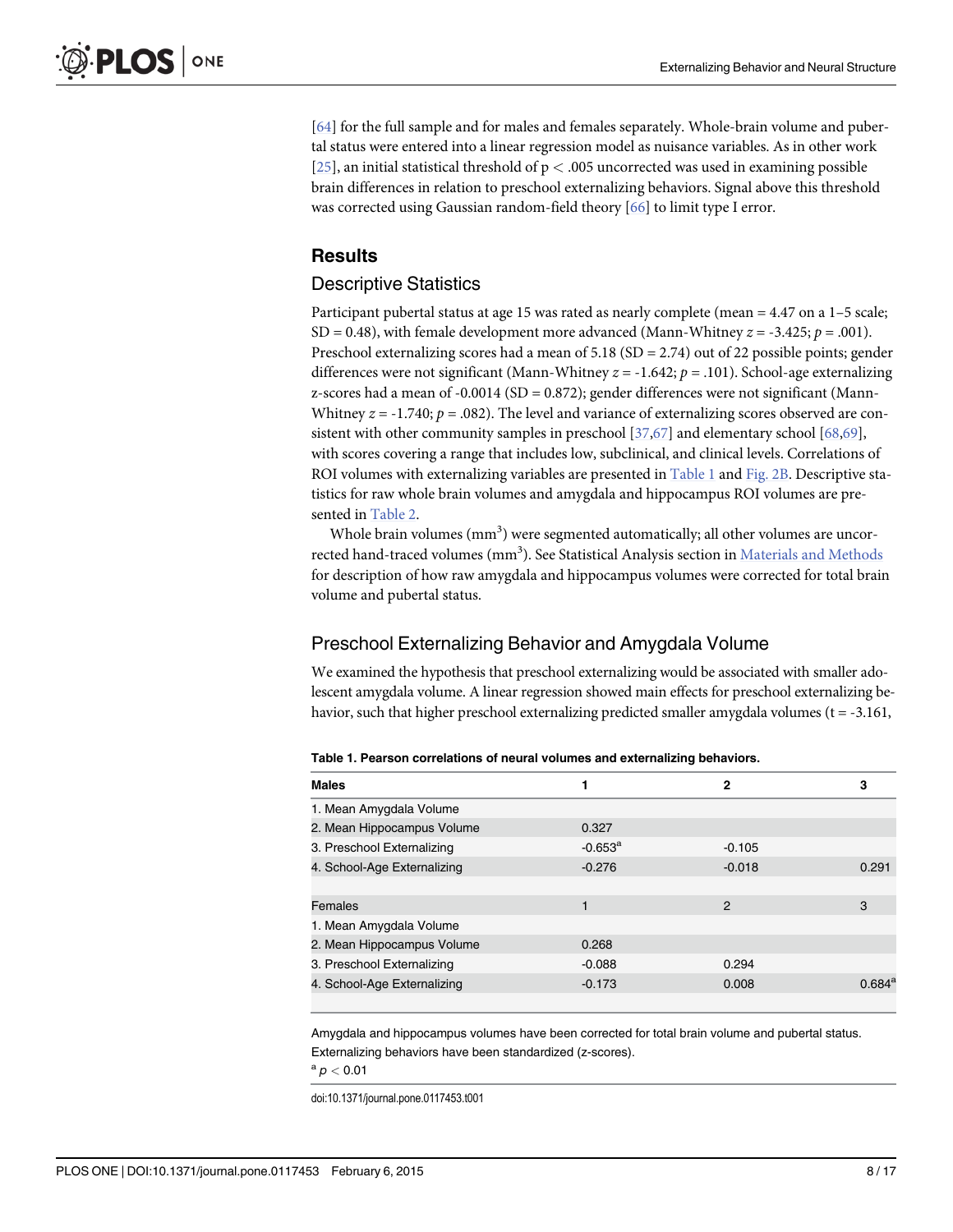[64] for the full sample and for males and females separately. Whole-brain volume and pubertal status were entered into a linear regression model as nuisance variables. As in other work [25], an initial statistical threshold of $p < .005$ uncorrected was used in examining possible brain differences in relation to preschool externalizing behaviors. Signal above this threshold was corrected using Gaussian random-field theory [66] to limit type I error.

## Results

### Descriptive Statistics

Participant pubertal status at age 15 was rated as nearly complete (mean = 4.47 on a 1–5 scale; SD = 0.48), with female development more advanced (Mann-Whitney $z = -3.425$; $p = .001$). Preschool externalizing scores had a mean of 5.18 (SD = 2.74) out of 22 possible points; gender differences were not significant (Mann-Whitney $z = -1.642$; $p = .101$). School-age externalizing z-scores had a mean of -0.0014 (SD = 0.872); gender differences were not significant (Mann-Whitney $z = -1.740$; $p = .082$). The level and variance of externalizing scores observed are consistent with other community samples in preschool [37,67] and elementary school [68,69], with scores covering a range that includes low, subclinical, and clinical levels. Correlations of ROI volumes with externalizing variables are presented in Table 1 and Fig. 2B. Descriptive statistics for raw whole brain volumes and amygdala and hippocampus ROI volumes are presented in Table 2.

Whole brain volumes ($mm^3$) were segmented automatically; all other volumes are uncorrected hand-traced volumes ($mm^3$). See Statistical Analysis section in Materials and Methods for description of how raw amygdala and hippocampus volumes were corrected for total brain volume and pubertal status.

### Preschool Externalizing Behavior and Amygdala Volume

We examined the hypothesis that preschool externalizing would be associated with smaller adolescent amygdala volume. A linear regression showed main effects for preschool externalizing behavior, such that higher preschool externalizing predicted smaller amygdala volumes (t = -3.161,

**Table 1. Pearson correlations of neural volumes and externalizing behaviors.**

| **Males** | **1** | **2** | **3** |
|---|---|---|---|
| 1. Mean Amygdala Volume | | | |
| 2. Mean Hippocampus Volume | 0.327 | | |
| 3. Preschool Externalizing | -0.653[a] | -0.105 | |
| 4. School-Age Externalizing | -0.276 | -0.018 | 0.291 |
| | | | |
| Females | 1 | 2 | 3 |
| 1. Mean Amygdala Volume | | | |
| 2. Mean Hippocampus Volume | 0.268 | | |
| 3. Preschool Externalizing | -0.088 | 0.294 | |
| 4. School-Age Externalizing | -0.173 | 0.008 | 0.684[a] |

Amygdala and hippocampus volumes have been corrected for total brain volume and pubertal status. Externalizing behaviors have been standardized (z-scores).

[a] $p < 0.01$

doi:10.1371/journal.pone.0117453.t001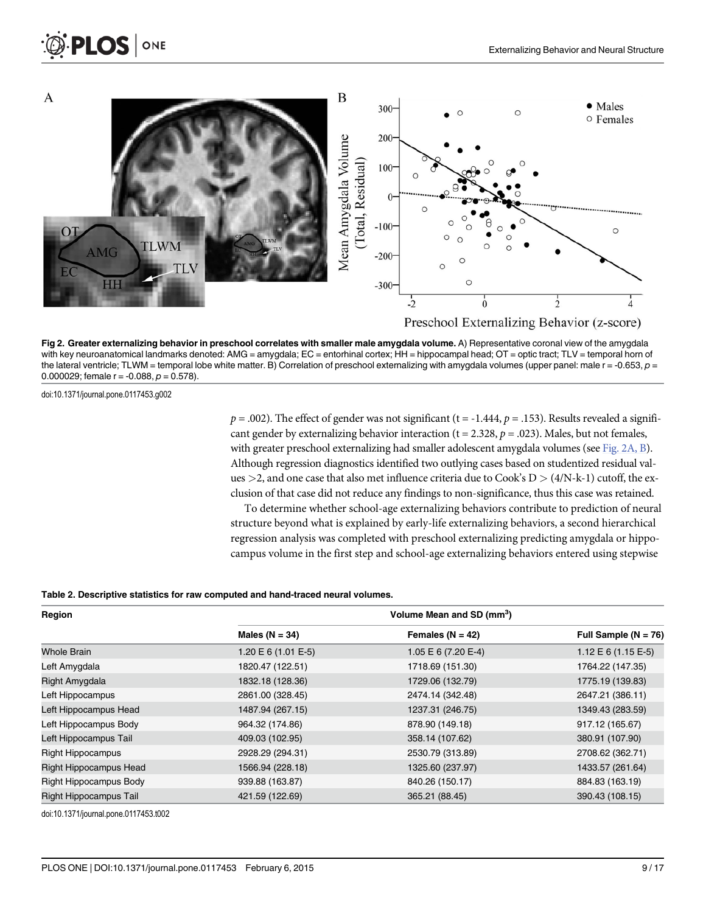Fig 2. Greater externalizing behavior in preschool correlates with smaller male amygdala volume. A) Representative coronal view of the amygdala with key neuroanatomical landmarks denoted: AMG = amygdala; EC = entorhinal cortex; HH = hippocampal head; OT = optic tract; TLV = temporal horn of the lateral ventricle; TLWM = temporal lobe white matter. B) Correlation of preschool externalizing with amygdala volumes (upper panel: male r = -0.653, $p$ = 0.000029; female r = -0.088, $p$ = 0.578).

doi:10.1371/journal.pone.0117453.g002

$p$ = .002). The effect of gender was not significant (t = -1.444, $p$ = .153). Results revealed a significant gender by externalizing behavior interaction (t = 2.328, $p$ = .023). Males, but not females, with greater preschool externalizing had smaller adolescent amygdala volumes (see Fig. 2A, B). Although regression diagnostics identified two outlying cases based on studentized residual values >2, and one case that also met influence criteria due to Cook's D > (4/N-k-1) cutoff, the exclusion of that case did not reduce any findings to non-significance, thus this case was retained.

To determine whether school-age externalizing behaviors contribute to prediction of neural structure beyond what is explained by early-life externalizing behaviors, a second hierarchical regression analysis was completed with preschool externalizing predicting amygdala or hippocampus volume in the first step and school-age externalizing behaviors entered using stepwise

**Table 2. Descriptive statistics for raw computed and hand-traced neural volumes.**

| Region | Volume Mean and SD ($mm^3$) | | |
|---|---|---|---|
| | Males (N = 34) | Females (N = 42) | Full Sample (N = 76) |
| Whole Brain | 1.20 E 6 (1.01 E-5) | 1.05 E 6 (7.20 E-4) | 1.12 E 6 (1.15 E-5) |
| Left Amygdala | 1820.47 (122.51) | 1718.69 (151.30) | 1764.22 (147.35) |
| Right Amygdala | 1832.18 (128.36) | 1729.06 (132.79) | 1775.19 (139.83) |
| Left Hippocampus | 2861.00 (328.45) | 2474.14 (342.48) | 2647.21 (386.11) |
| Left Hippocampus Head | 1487.94 (267.15) | 1237.31 (246.75) | 1349.43 (283.59) |
| Left Hippocampus Body | 964.32 (174.86) | 878.90 (149.18) | 917.12 (165.67) |
| Left Hippocampus Tail | 409.03 (102.95) | 358.14 (107.62) | 380.91 (107.90) |
| Right Hippocampus | 2928.29 (294.31) | 2530.79 (313.89) | 2708.62 (362.71) |
| Right Hippocampus Head | 1566.94 (228.18) | 1325.60 (237.97) | 1433.57 (261.64) |
| Right Hippocampus Body | 939.88 (163.87) | 840.26 (150.17) | 884.83 (163.19) |
| Right Hippocampus Tail | 421.59 (122.69) | 365.21 (88.45) | 390.43 (108.15) |

doi:10.1371/journal.pone.0117453.t002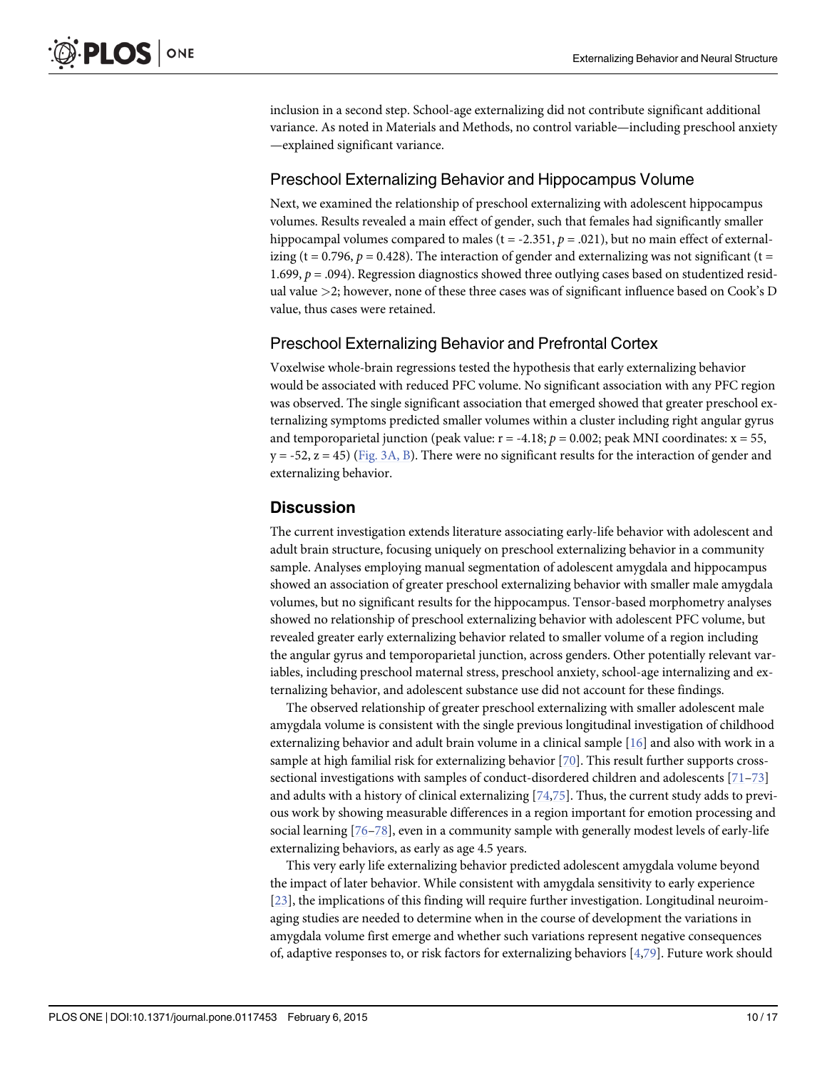inclusion in a second step. School-age externalizing did not contribute significant additional variance. As noted in Materials and Methods, no control variable—including preschool anxiety—explained significant variance.

## Preschool Externalizing Behavior and Hippocampus Volume

Next, we examined the relationship of preschool externalizing with adolescent hippocampus volumes. Results revealed a main effect of gender, such that females had significantly smaller hippocampal volumes compared to males ($t = -2.351$, $p = .021$), but no main effect of externalizing ($t = 0.796$, $p = 0.428$). The interaction of gender and externalizing was not significant ($t = 1.699$, $p = .094$). Regression diagnostics showed three outlying cases based on studentized residual value >2; however, none of these three cases was of significant influence based on Cook's D value, thus cases were retained.

## Preschool Externalizing Behavior and Prefrontal Cortex

Voxelwise whole-brain regressions tested the hypothesis that early externalizing behavior would be associated with reduced PFC volume. No significant association with any PFC region was observed. The single significant association that emerged showed that greater preschool externalizing symptoms predicted smaller volumes within a cluster including right angular gyrus and temporoparietal junction (peak value: $r = -4.18$; $p = 0.002$; peak MNI coordinates: $x = 55$, $y = -52$, $z = 45$) (Fig. 3A, B). There were no significant results for the interaction of gender and externalizing behavior.

# Discussion

The current investigation extends literature associating early-life behavior with adolescent and adult brain structure, focusing uniquely on preschool externalizing behavior in a community sample. Analyses employing manual segmentation of adolescent amygdala and hippocampus showed an association of greater preschool externalizing behavior with smaller male amygdala volumes, but no significant results for the hippocampus. Tensor-based morphometry analyses showed no relationship of preschool externalizing behavior with adolescent PFC volume, but revealed greater early externalizing behavior related to smaller volume of a region including the angular gyrus and temporoparietal junction, across genders. Other potentially relevant variables, including preschool maternal stress, preschool anxiety, school-age internalizing and externalizing behavior, and adolescent substance use did not account for these findings.

The observed relationship of greater preschool externalizing with smaller adolescent male amygdala volume is consistent with the single previous longitudinal investigation of childhood externalizing behavior and adult brain volume in a clinical sample [16] and also with work in a sample at high familial risk for externalizing behavior [70]. This result further supports cross-sectional investigations with samples of conduct-disordered children and adolescents [71–73] and adults with a history of clinical externalizing [74,75]. Thus, the current study adds to previous work by showing measurable differences in a region important for emotion processing and social learning [76–78], even in a community sample with generally modest levels of early-life externalizing behaviors, as early as age 4.5 years.

This very early life externalizing behavior predicted adolescent amygdala volume beyond the impact of later behavior. While consistent with amygdala sensitivity to early experience [23], the implications of this finding will require further investigation. Longitudinal neuroimaging studies are needed to determine when in the course of development the variations in amygdala volume first emerge and whether such variations represent negative consequences of, adaptive responses to, or risk factors for externalizing behaviors [4,79]. Future work should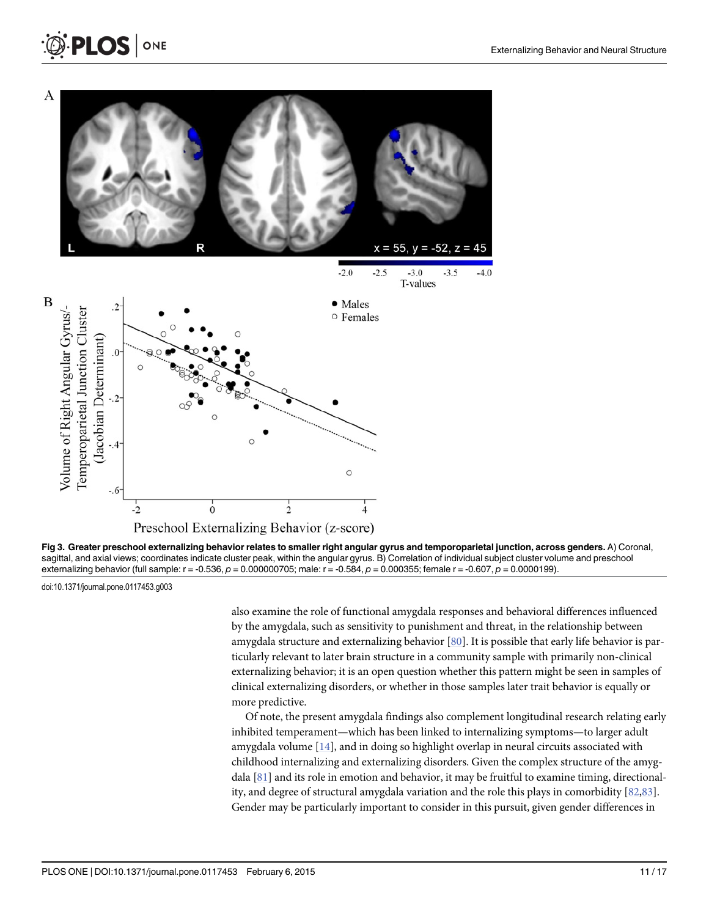**Fig 3. Greater preschool externalizing behavior relates to smaller right angular gyrus and temporoparietal junction, across genders.** A) Coronal, sagittal, and axial views; coordinates indicate cluster peak, within the angular gyrus. B) Correlation of individual subject cluster volume and preschool externalizing behavior (full sample: r = -0.536, $p$ = 0.000000705; male: r = -0.584, $p$ = 0.000355; female r = -0.607, $p$ = 0.0000199).

doi:10.1371/journal.pone.0117453.g003

also examine the role of functional amygdala responses and behavioral differences influenced by the amygdala, such as sensitivity to punishment and threat, in the relationship between amygdala structure and externalizing behavior [80]. It is possible that early life behavior is particularly relevant to later brain structure in a community sample with primarily non-clinical externalizing behavior; it is an open question whether this pattern might be seen in samples of clinical externalizing disorders, or whether in those samples later trait behavior is equally or more predictive.

Of note, the present amygdala findings also complement longitudinal research relating early inhibited temperament—which has been linked to internalizing symptoms—to larger adult amygdala volume [14], and in doing so highlight overlap in neural circuits associated with childhood internalizing and externalizing disorders. Given the complex structure of the amygdala [81] and its role in emotion and behavior, it may be fruitful to examine timing, directionality, and degree of structural amygdala variation and the role this plays in comorbidity [82,83]. Gender may be particularly important to consider in this pursuit, given gender differences in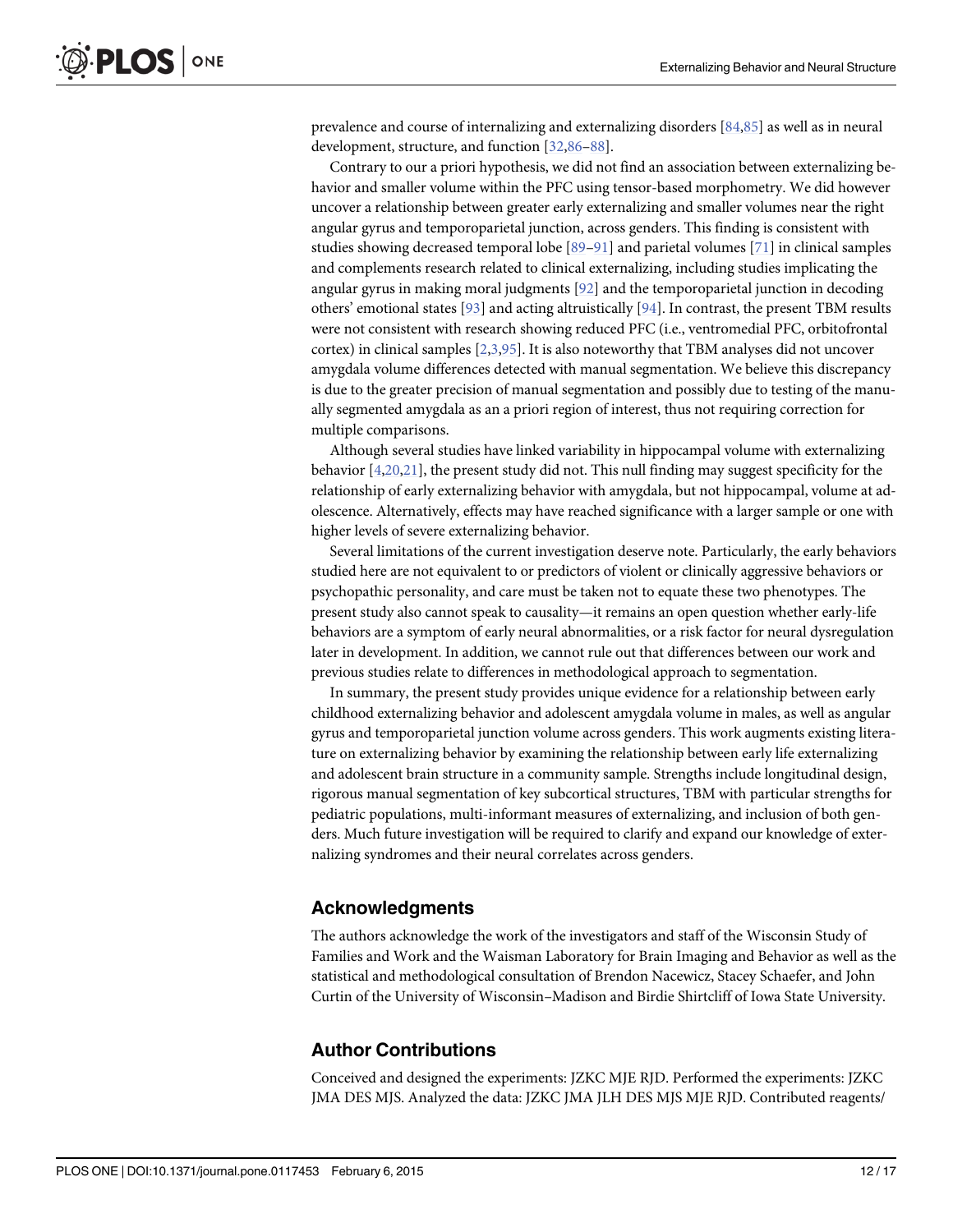prevalence and course of internalizing and externalizing disorders [84,85] as well as in neural development, structure, and function [32,86–88].

Contrary to our a priori hypothesis, we did not find an association between externalizing behavior and smaller volume within the PFC using tensor-based morphometry. We did however uncover a relationship between greater early externalizing and smaller volumes near the right angular gyrus and temporoparietal junction, across genders. This finding is consistent with studies showing decreased temporal lobe [89–91] and parietal volumes [71] in clinical samples and complements research related to clinical externalizing, including studies implicating the angular gyrus in making moral judgments [92] and the temporoparietal junction in decoding others' emotional states [93] and acting altruistically [94]. In contrast, the present TBM results were not consistent with research showing reduced PFC (i.e., ventromedial PFC, orbitofrontal cortex) in clinical samples [2,3,95]. It is also noteworthy that TBM analyses did not uncover amygdala volume differences detected with manual segmentation. We believe this discrepancy is due to the greater precision of manual segmentation and possibly due to testing of the manually segmented amygdala as an a priori region of interest, thus not requiring correction for multiple comparisons.

Although several studies have linked variability in hippocampal volume with externalizing behavior [4,20,21], the present study did not. This null finding may suggest specificity for the relationship of early externalizing behavior with amygdala, but not hippocampal, volume at adolescence. Alternatively, effects may have reached significance with a larger sample or one with higher levels of severe externalizing behavior.

Several limitations of the current investigation deserve note. Particularly, the early behaviors studied here are not equivalent to or predictors of violent or clinically aggressive behaviors or psychopathic personality, and care must be taken not to equate these two phenotypes. The present study also cannot speak to causality—it remains an open question whether early-life behaviors are a symptom of early neural abnormalities, or a risk factor for neural dysregulation later in development. In addition, we cannot rule out that differences between our work and previous studies relate to differences in methodological approach to segmentation.

In summary, the present study provides unique evidence for a relationship between early childhood externalizing behavior and adolescent amygdala volume in males, as well as angular gyrus and temporoparietal junction volume across genders. This work augments existing literature on externalizing behavior by examining the relationship between early life externalizing and adolescent brain structure in a community sample. Strengths include longitudinal design, rigorous manual segmentation of key subcortical structures, TBM with particular strengths for pediatric populations, multi-informant measures of externalizing, and inclusion of both genders. Much future investigation will be required to clarify and expand our knowledge of externalizing syndromes and their neural correlates across genders.

## Acknowledgments

The authors acknowledge the work of the investigators and staff of the Wisconsin Study of Families and Work and the Waisman Laboratory for Brain Imaging and Behavior as well as the statistical and methodological consultation of Brendon Nacewicz, Stacey Schaefer, and John Curtin of the University of Wisconsin–Madison and Birdie Shirtcliff of Iowa State University.

## Author Contributions

Conceived and designed the experiments: JZKC MJE RJD. Performed the experiments: JZKC JMA DES MJS. Analyzed the data: JZKC JMA JLH DES MJS MJE RJD. Contributed reagents/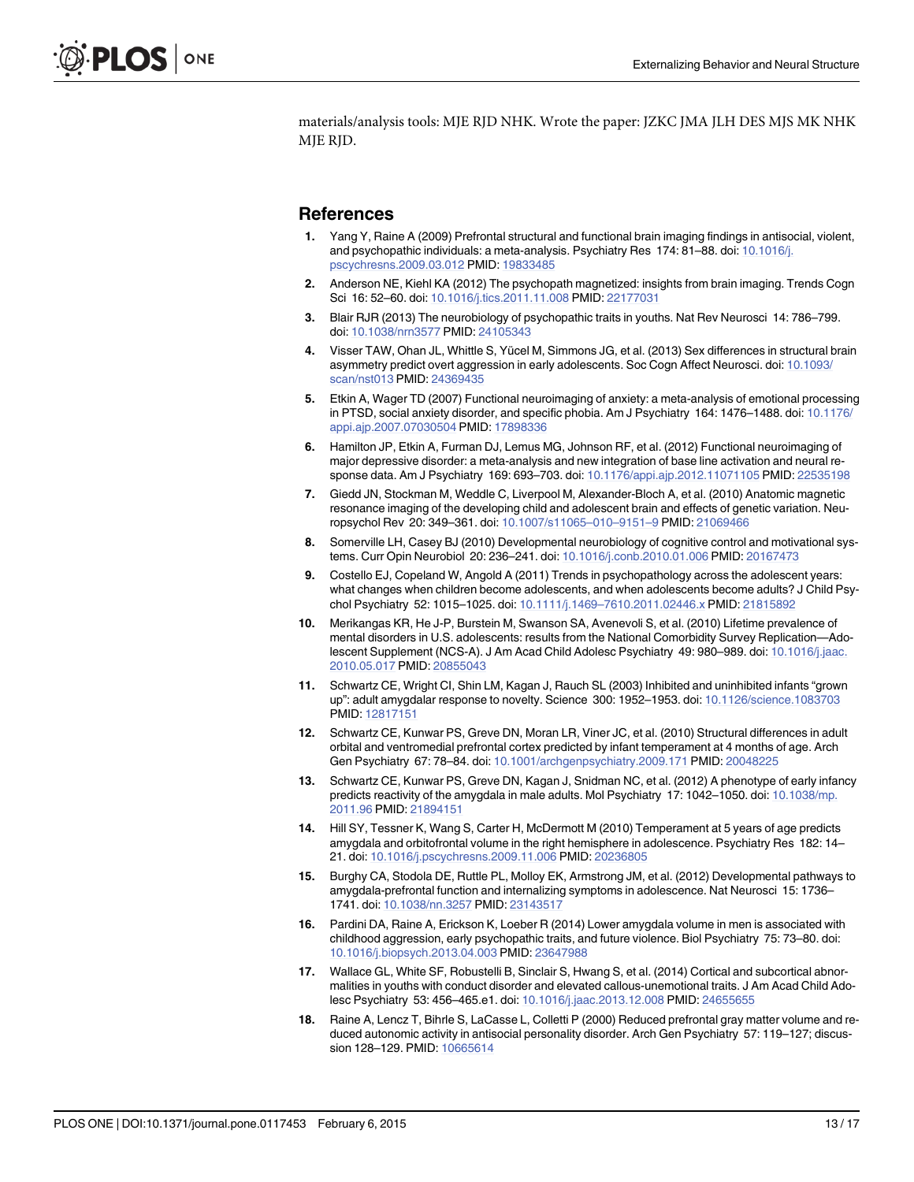materials/analysis tools: MJE RJD NHK. Wrote the paper: JZKC JMA JLH DES MJS MK NHK MJE RJD.

## References

1. Yang Y, Raine A (2009) Prefrontal structural and functional brain imaging findings in antisocial, violent, and psychopathic individuals: a meta-analysis. Psychiatry Res 174: 81–88. doi: 10.1016/j.pscychresns.2009.03.012 PMID: 19833485
2. Anderson NE, Kiehl KA (2012) The psychopath magnetized: insights from brain imaging. Trends Cogn Sci 16: 52–60. doi: 10.1016/j.tics.2011.11.008 PMID: 22177031
3. Blair RJR (2013) The neurobiology of psychopathic traits in youths. Nat Rev Neurosci 14: 786–799. doi: 10.1038/nrn3577 PMID: 24105343
4. Visser TAW, Ohan JL, Whittle S, Yücel M, Simmons JG, et al. (2013) Sex differences in structural brain asymmetry predict overt aggression in early adolescents. Soc Cogn Affect Neurosci. doi: 10.1093/scan/nst013 PMID: 24369435
5. Etkin A, Wager TD (2007) Functional neuroimaging of anxiety: a meta-analysis of emotional processing in PTSD, social anxiety disorder, and specific phobia. Am J Psychiatry 164: 1476–1488. doi: 10.1176/appi.ajp.2007.07030504 PMID: 17898336
6. Hamilton JP, Etkin A, Furman DJ, Lemus MG, Johnson RF, et al. (2012) Functional neuroimaging of major depressive disorder: a meta-analysis and new integration of base line activation and neural response data. Am J Psychiatry 169: 693–703. doi: 10.1176/appi.ajp.2012.11071105 PMID: 22535198
7. Giedd JN, Stockman M, Weddle C, Liverpool M, Alexander-Bloch A, et al. (2010) Anatomic magnetic resonance imaging of the developing child and adolescent brain and effects of genetic variation. Neuropsychol Rev 20: 349–361. doi: 10.1007/s11065–010–9151–9 PMID: 21069466
8. Somerville LH, Casey BJ (2010) Developmental neurobiology of cognitive control and motivational systems. Curr Opin Neurobiol 20: 236–241. doi: 10.1016/j.conb.2010.01.006 PMID: 20167473
9. Costello EJ, Copeland W, Angold A (2011) Trends in psychopathology across the adolescent years: what changes when children become adolescents, and when adolescents become adults? J Child Psychol Psychiatry 52: 1015–1025. doi: 10.1111/j.1469–7610.2011.02446.x PMID: 21815892
10. Merikangas KR, He J-P, Burstein M, Swanson SA, Avenevoli S, et al. (2010) Lifetime prevalence of mental disorders in U.S. adolescents: results from the National Comorbidity Survey Replication—Adolescent Supplement (NCS-A). J Am Acad Child Adolesc Psychiatry 49: 980–989. doi: 10.1016/j.jaac.2010.05.017 PMID: 20855043
11. Schwartz CE, Wright CI, Shin LM, Kagan J, Rauch SL (2003) Inhibited and uninhibited infants "grown up": adult amygdalar response to novelty. Science 300: 1952–1953. doi: 10.1126/science.1083703 PMID: 12817151
12. Schwartz CE, Kunwar PS, Greve DN, Moran LR, Viner JC, et al. (2010) Structural differences in adult orbital and ventromedial prefrontal cortex predicted by infant temperament at 4 months of age. Arch Gen Psychiatry 67: 78–84. doi: 10.1001/archgenpsychiatry.2009.171 PMID: 20048225
13. Schwartz CE, Kunwar PS, Greve DN, Kagan J, Snidman NC, et al. (2012) A phenotype of early infancy predicts reactivity of the amygdala in male adults. Mol Psychiatry 17: 1042–1050. doi: 10.1038/mp.2011.96 PMID: 21894151
14. Hill SY, Tessner K, Wang S, Carter H, McDermott M (2010) Temperament at 5 years of age predicts amygdala and orbitofrontal volume in the right hemisphere in adolescence. Psychiatry Res 182: 14–21. doi: 10.1016/j.pscychresns.2009.11.006 PMID: 20236805
15. Burghy CA, Stodola DE, Ruttle PL, Molloy EK, Armstrong JM, et al. (2012) Developmental pathways to amygdala-prefrontal function and internalizing symptoms in adolescence. Nat Neurosci 15: 1736–1741. doi: 10.1038/nn.3257 PMID: 23143517
16. Pardini DA, Raine A, Erickson K, Loeber R (2014) Lower amygdala volume in men is associated with childhood aggression, early psychopathic traits, and future violence. Biol Psychiatry 75: 73–80. doi: 10.1016/j.biopsych.2013.04.003 PMID: 23647988
17. Wallace GL, White SF, Robustelli B, Sinclair S, Hwang S, et al. (2014) Cortical and subcortical abnormalities in youths with conduct disorder and elevated callous-unemotional traits. J Am Acad Child Adolesc Psychiatry 53: 456–465.e1. doi: 10.1016/j.jaac.2013.12.008 PMID: 24655655
18. Raine A, Lencz T, Bihrle S, LaCasse L, Colletti P (2000) Reduced prefrontal gray matter volume and reduced autonomic activity in antisocial personality disorder. Arch Gen Psychiatry 57: 119–127; discussion 128–129. PMID: 10665614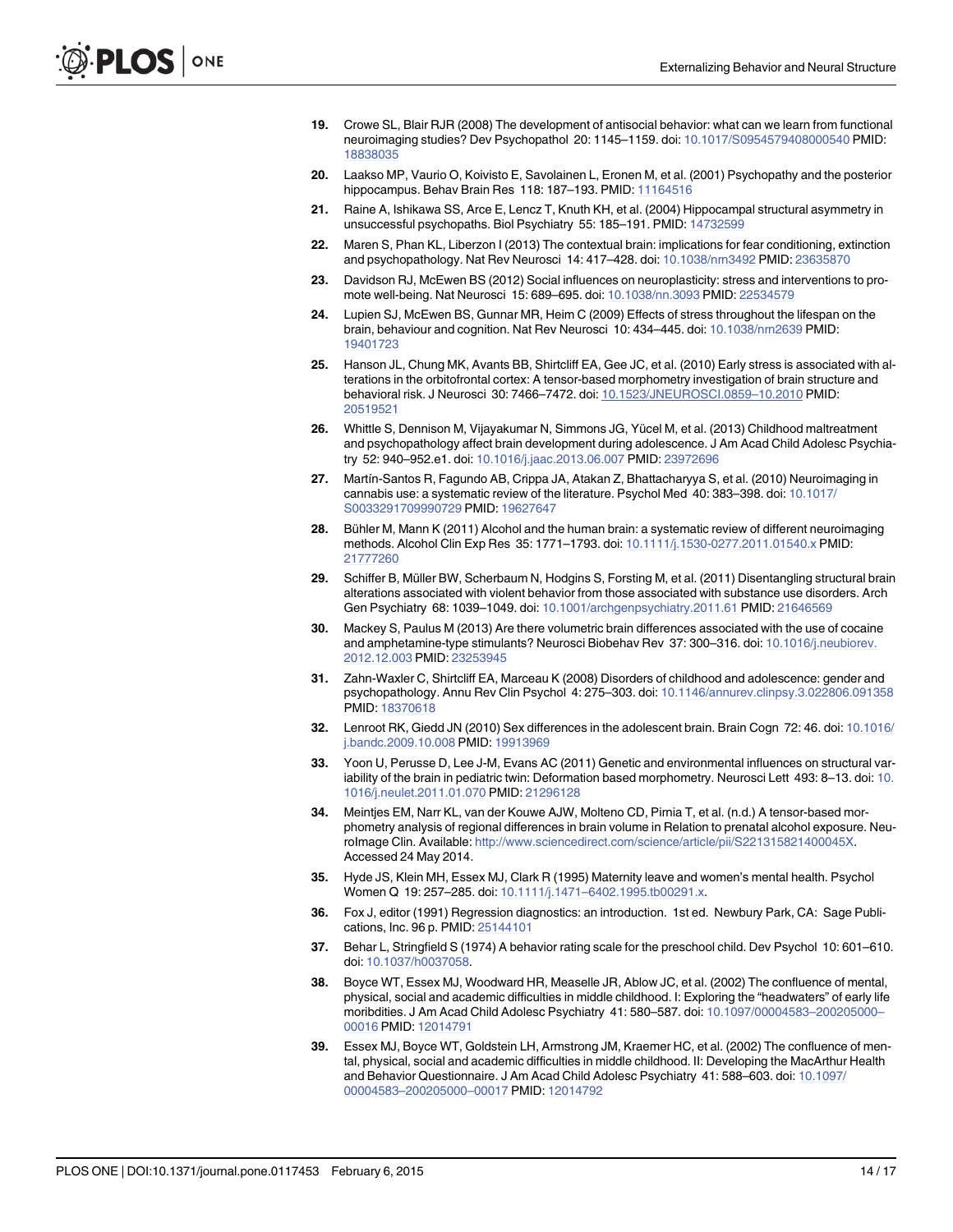19. Crowe SL, Blair RJR (2008) The development of antisocial behavior: what can we learn from functional neuroimaging studies? Dev Psychopathol 20: 1145–1159. doi: 10.1017/S0954579408000540 PMID: 18838035

20. Laakso MP, Vaurio O, Koivisto E, Savolainen L, Eronen M, et al. (2001) Psychopathy and the posterior hippocampus. Behav Brain Res 118: 187–193. PMID: 11164516

21. Raine A, Ishikawa SS, Arce E, Lencz T, Knuth KH, et al. (2004) Hippocampal structural asymmetry in unsuccessful psychopaths. Biol Psychiatry 55: 185–191. PMID: 14732599

22. Maren S, Phan KL, Liberzon I (2013) The contextual brain: implications for fear conditioning, extinction and psychopathology. Nat Rev Neurosci 14: 417–428. doi: 10.1038/nrn3492 PMID: 23635870

23. Davidson RJ, McEwen BS (2012) Social influences on neuroplasticity: stress and interventions to promote well-being. Nat Neurosci 15: 689–695. doi: 10.1038/nn.3093 PMID: 22534579

24. Lupien SJ, McEwen BS, Gunnar MR, Heim C (2009) Effects of stress throughout the lifespan on the brain, behaviour and cognition. Nat Rev Neurosci 10: 434–445. doi: 10.1038/nrn2639 PMID: 19401723

25. Hanson JL, Chung MK, Avants BB, Shirtcliff EA, Gee JC, et al. (2010) Early stress is associated with alterations in the orbitofrontal cortex: A tensor-based morphometry investigation of brain structure and behavioral risk. J Neurosci 30: 7466–7472. doi: 10.1523/JNEUROSCI.0859–10.2010 PMID: 20519521

26. Whittle S, Dennison M, Vijayakumar N, Simmons JG, Yücel M, et al. (2013) Childhood maltreatment and psychopathology affect brain development during adolescence. J Am Acad Child Adolesc Psychiatry 52: 940–952.e1. doi: 10.1016/j.jaac.2013.06.007 PMID: 23972696

27. Martín-Santos R, Fagundo AB, Crippa JA, Atakan Z, Bhattacharyya S, et al. (2010) Neuroimaging in cannabis use: a systematic review of the literature. Psychol Med 40: 383–398. doi: 10.1017/S0033291709990729 PMID: 19627647

28. Bühler M, Mann K (2011) Alcohol and the human brain: a systematic review of different neuroimaging methods. Alcohol Clin Exp Res 35: 1771–1793. doi: 10.1111/j.1530-0277.2011.01540.x PMID: 21777260

29. Schiffer B, Müller BW, Scherbaum N, Hodgins S, Forsting M, et al. (2011) Disentangling structural brain alterations associated with violent behavior from those associated with substance use disorders. Arch Gen Psychiatry 68: 1039–1049. doi: 10.1001/archgenpsychiatry.2011.61 PMID: 21646569

30. Mackey S, Paulus M (2013) Are there volumetric brain differences associated with the use of cocaine and amphetamine-type stimulants? Neurosci Biobehav Rev 37: 300–316. doi: 10.1016/j.neubiorev.2012.12.003 PMID: 23253945

31. Zahn-Waxler C, Shirtcliff EA, Marceau K (2008) Disorders of childhood and adolescence: gender and psychopathology. Annu Rev Clin Psychol 4: 275–303. doi: 10.1146/annurev.clinpsy.3.022806.091358 PMID: 18370618

32. Lenroot RK, Giedd JN (2010) Sex differences in the adolescent brain. Brain Cogn 72: 46. doi: 10.1016/j.bandc.2009.10.008 PMID: 19913969

33. Yoon U, Perusse D, Lee J-M, Evans AC (2011) Genetic and environmental influences on structural variability of the brain in pediatric twin: Deformation based morphometry. Neurosci Lett 493: 8–13. doi: 10.1016/j.neulet.2011.01.070 PMID: 21296128

34. Meintjes EM, Narr KL, van der Kouwe AJW, Molteno CD, Pirnia T, et al. (n.d.) A tensor-based morphometry analysis of regional differences in brain volume in Relation to prenatal alcohol exposure. NeuroImage Clin. Available: http://www.sciencedirect.com/science/article/pii/S221315821400045X. Accessed 24 May 2014.

35. Hyde JS, Klein MH, Essex MJ, Clark R (1995) Maternity leave and women's mental health. Psychol Women Q 19: 257–285. doi: 10.1111/j.1471–6402.1995.tb00291.x.

36. Fox J, editor (1991) Regression diagnostics: an introduction. 1st ed. Newbury Park, CA: Sage Publications, Inc. 96 p. PMID: 25144101

37. Behar L, Stringfield S (1974) A behavior rating scale for the preschool child. Dev Psychol 10: 601–610. doi: 10.1037/h0037058.

38. Boyce WT, Essex MJ, Woodward HR, Measelle JR, Ablow JC, et al. (2002) The confluence of mental, physical, social and academic difficulties in middle childhood. I: Exploring the "headwaters" of early life moribdities. J Am Acad Child Adolesc Psychiatry 41: 580–587. doi: 10.1097/00004583–200205000–00016 PMID: 12014791

39. Essex MJ, Boyce WT, Goldstein LH, Armstrong JM, Kraemer HC, et al. (2002) The confluence of mental, physical, social and academic difficulties in middle childhood. II: Developing the MacArthur Health and Behavior Questionnaire. J Am Acad Child Adolesc Psychiatry 41: 588–603. doi: 10.1097/00004583–200205000–00017 PMID: 12014792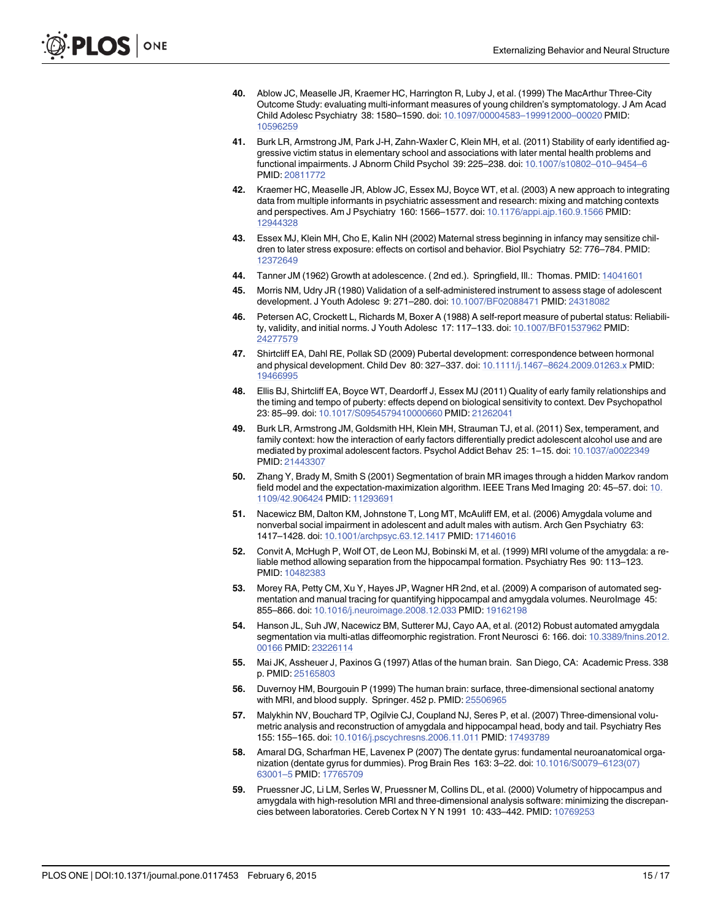40. Ablow JC, Measelle JR, Kraemer HC, Harrington R, Luby J, et al. (1999) The MacArthur Three-City Outcome Study: evaluating multi-informant measures of young children's symptomatology. J Am Acad Child Adolesc Psychiatry 38: 1580–1590. doi: 10.1097/00004583–199912000–00020 PMID: 10596259

41. Burk LR, Armstrong JM, Park J-H, Zahn-Waxler C, Klein MH, et al. (2011) Stability of early identified aggressive victim status in elementary school and associations with later mental health problems and functional impairments. J Abnorm Child Psychol 39: 225–238. doi: 10.1007/s10802–010–9454–6 PMID: 20811772

42. Kraemer HC, Measelle JR, Ablow JC, Essex MJ, Boyce WT, et al. (2003) A new approach to integrating data from multiple informants in psychiatric assessment and research: mixing and matching contexts and perspectives. Am J Psychiatry 160: 1566–1577. doi: 10.1176/appi.ajp.160.9.1566 PMID: 12944328

43. Essex MJ, Klein MH, Cho E, Kalin NH (2002) Maternal stress beginning in infancy may sensitize children to later stress exposure: effects on cortisol and behavior. Biol Psychiatry 52: 776–784. PMID: 12372649

44. Tanner JM (1962) Growth at adolescence. ( 2nd ed.). Springfield, Ill.: Thomas. PMID: 14041601

45. Morris NM, Udry JR (1980) Validation of a self-administered instrument to assess stage of adolescent development. J Youth Adolesc 9: 271–280. doi: 10.1007/BF02088471 PMID: 24318082

46. Petersen AC, Crockett L, Richards M, Boxer A (1988) A self-report measure of pubertal status: Reliability, validity, and initial norms. J Youth Adolesc 17: 117–133. doi: 10.1007/BF01537962 PMID: 24277579

47. Shirtcliff EA, Dahl RE, Pollak SD (2009) Pubertal development: correspondence between hormonal and physical development. Child Dev 80: 327–337. doi: 10.1111/j.1467–8624.2009.01263.x PMID: 19466995

48. Ellis BJ, Shirtcliff EA, Boyce WT, Deardorff J, Essex MJ (2011) Quality of early family relationships and the timing and tempo of puberty: effects depend on biological sensitivity to context. Dev Psychopathol 23: 85–99. doi: 10.1017/S0954579410000660 PMID: 21262041

49. Burk LR, Armstrong JM, Goldsmith HH, Klein MH, Strauman TJ, et al. (2011) Sex, temperament, and family context: how the interaction of early factors differentially predict adolescent alcohol use and are mediated by proximal adolescent factors. Psychol Addict Behav 25: 1–15. doi: 10.1037/a0022349 PMID: 21443307

50. Zhang Y, Brady M, Smith S (2001) Segmentation of brain MR images through a hidden Markov random field model and the expectation-maximization algorithm. IEEE Trans Med Imaging 20: 45–57. doi: 10.1109/42.906424 PMID: 11293691

51. Nacewicz BM, Dalton KM, Johnstone T, Long MT, McAuliff EM, et al. (2006) Amygdala volume and nonverbal social impairment in adolescent and adult males with autism. Arch Gen Psychiatry 63: 1417–1428. doi: 10.1001/archpsyc.63.12.1417 PMID: 17146016

52. Convit A, McHugh P, Wolf OT, de Leon MJ, Bobinski M, et al. (1999) MRI volume of the amygdala: a reliable method allowing separation from the hippocampal formation. Psychiatry Res 90: 113–123. PMID: 10482383

53. Morey RA, Petty CM, Xu Y, Hayes JP, Wagner HR 2nd, et al. (2009) A comparison of automated segmentation and manual tracing for quantifying hippocampal and amygdala volumes. NeuroImage 45: 855–866. doi: 10.1016/j.neuroimage.2008.12.033 PMID: 19162198

54. Hanson JL, Suh JW, Nacewicz BM, Sutterer MJ, Cayo AA, et al. (2012) Robust automated amygdala segmentation via multi-atlas diffeomorphic registration. Front Neurosci 6: 166. doi: 10.3389/fnins.2012.00166 PMID: 23226114

55. Mai JK, Assheuer J, Paxinos G (1997) Atlas of the human brain. San Diego, CA: Academic Press. 338 p. PMID: 25165803

56. Duvernoy HM, Bourgouin P (1999) The human brain: surface, three-dimensional sectional anatomy with MRI, and blood supply. Springer. 452 p. PMID: 25506965

57. Malykhin NV, Bouchard TP, Ogilvie CJ, Coupland NJ, Seres P, et al. (2007) Three-dimensional volumetric analysis and reconstruction of amygdala and hippocampal head, body and tail. Psychiatry Res 155: 155–165. doi: 10.1016/j.pscychresns.2006.11.011 PMID: 17493789

58. Amaral DG, Scharfman HE, Lavenex P (2007) The dentate gyrus: fundamental neuroanatomical organization (dentate gyrus for dummies). Prog Brain Res 163: 3–22. doi: 10.1016/S0079–6123(07)63001–5 PMID: 17765709

59. Pruessner JC, Li LM, Serles W, Pruessner M, Collins DL, et al. (2000) Volumetry of hippocampus and amygdala with high-resolution MRI and three-dimensional analysis software: minimizing the discrepancies between laboratories. Cereb Cortex N Y N 1991 10: 433–442. PMID: 10769253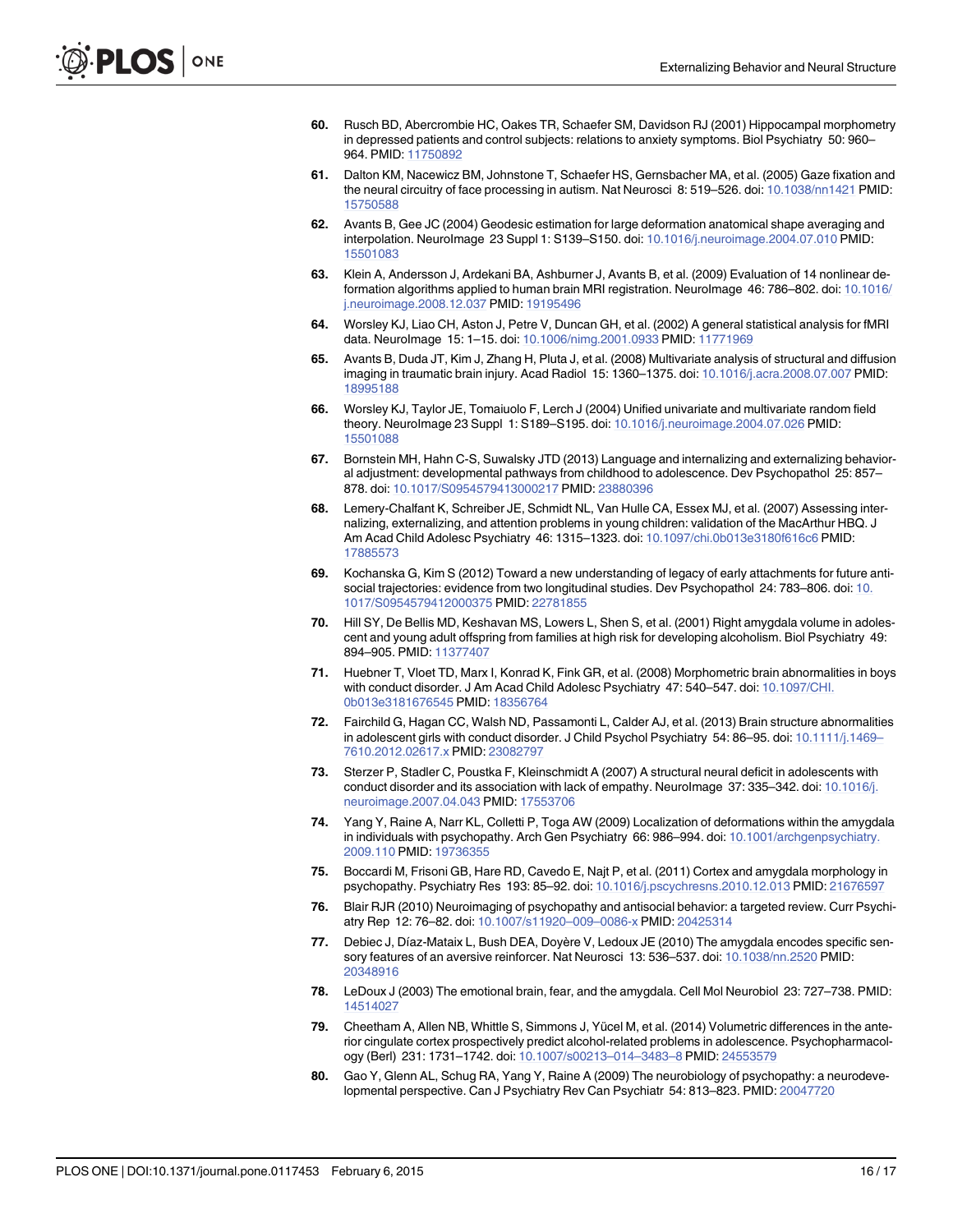60. Rusch BD, Abercrombie HC, Oakes TR, Schaefer SM, Davidson RJ (2001) Hippocampal morphometry in depressed patients and control subjects: relations to anxiety symptoms. Biol Psychiatry 50: 960–964. PMID: 11750892

61. Dalton KM, Nacewicz BM, Johnstone T, Schaefer HS, Gernsbacher MA, et al. (2005) Gaze fixation and the neural circuitry of face processing in autism. Nat Neurosci 8: 519–526. doi: 10.1038/nn1421 PMID: 15750588

62. Avants B, Gee JC (2004) Geodesic estimation for large deformation anatomical shape averaging and interpolation. NeuroImage 23 Suppl 1: S139–S150. doi: 10.1016/j.neuroimage.2004.07.010 PMID: 15501083

63. Klein A, Andersson J, Ardekani BA, Ashburner J, Avants B, et al. (2009) Evaluation of 14 nonlinear deformation algorithms applied to human brain MRI registration. NeuroImage 46: 786–802. doi: 10.1016/j.neuroimage.2008.12.037 PMID: 19195496

64. Worsley KJ, Liao CH, Aston J, Petre V, Duncan GH, et al. (2002) A general statistical analysis for fMRI data. NeuroImage 15: 1–15. doi: 10.1006/nimg.2001.0933 PMID: 11771969

65. Avants B, Duda JT, Kim J, Zhang H, Pluta J, et al. (2008) Multivariate analysis of structural and diffusion imaging in traumatic brain injury. Acad Radiol 15: 1360–1375. doi: 10.1016/j.acra.2008.07.007 PMID: 18995188

66. Worsley KJ, Taylor JE, Tomaiuolo F, Lerch J (2004) Unified univariate and multivariate random field theory. NeuroImage 23 Suppl 1: S189–S195. doi: 10.1016/j.neuroimage.2004.07.026 PMID: 15501088

67. Bornstein MH, Hahn C-S, Suwalsky JTD (2013) Language and internalizing and externalizing behavioral adjustment: developmental pathways from childhood to adolescence. Dev Psychopathol 25: 857–878. doi: 10.1017/S0954579413000217 PMID: 23880396

68. Lemery-Chalfant K, Schreiber JE, Schmidt NL, Van Hulle CA, Essex MJ, et al. (2007) Assessing internalizing, externalizing, and attention problems in young children: validation of the MacArthur HBQ. J Am Acad Child Adolesc Psychiatry 46: 1315–1323. doi: 10.1097/chi.0b013e3180f616c6 PMID: 17885573

69. Kochanska G, Kim S (2012) Toward a new understanding of legacy of early attachments for future antisocial trajectories: evidence from two longitudinal studies. Dev Psychopathol 24: 783–806. doi: 10.1017/S0954579412000375 PMID: 22781855

70. Hill SY, De Bellis MD, Keshavan MS, Lowers L, Shen S, et al. (2001) Right amygdala volume in adolescent and young adult offspring from families at high risk for developing alcoholism. Biol Psychiatry 49: 894–905. PMID: 11377407

71. Huebner T, Vloet TD, Marx I, Konrad K, Fink GR, et al. (2008) Morphometric brain abnormalities in boys with conduct disorder. J Am Acad Child Adolesc Psychiatry 47: 540–547. doi: 10.1097/CHI.0b013e3181676545 PMID: 18356764

72. Fairchild G, Hagan CC, Walsh ND, Passamonti L, Calder AJ, et al. (2013) Brain structure abnormalities in adolescent girls with conduct disorder. J Child Psychol Psychiatry 54: 86–95. doi: 10.1111/j.1469–7610.2012.02617.x PMID: 23082797

73. Sterzer P, Stadler C, Poustka F, Kleinschmidt A (2007) A structural neural deficit in adolescents with conduct disorder and its association with lack of empathy. NeuroImage 37: 335–342. doi: 10.1016/j.neuroimage.2007.04.043 PMID: 17553706

74. Yang Y, Raine A, Narr KL, Colletti P, Toga AW (2009) Localization of deformations within the amygdala in individuals with psychopathy. Arch Gen Psychiatry 66: 986–994. doi: 10.1001/archgenpsychiatry.2009.110 PMID: 19736355

75. Boccardi M, Frisoni GB, Hare RD, Cavedo E, Najt P, et al. (2011) Cortex and amygdala morphology in psychopathy. Psychiatry Res 193: 85–92. doi: 10.1016/j.pscychresns.2010.12.013 PMID: 21676597

76. Blair RJR (2010) Neuroimaging of psychopathy and antisocial behavior: a targeted review. Curr Psychiatry Rep 12: 76–82. doi: 10.1007/s11920–009–0086-x PMID: 20425314

77. Debiec J, Díaz-Mataix L, Bush DEA, Doyère V, Ledoux JE (2010) The amygdala encodes specific sensory features of an aversive reinforcer. Nat Neurosci 13: 536–537. doi: 10.1038/nn.2520 PMID: 20348916

78. LeDoux J (2003) The emotional brain, fear, and the amygdala. Cell Mol Neurobiol 23: 727–738. PMID: 14514027

79. Cheetham A, Allen NB, Whittle S, Simmons J, Yücel M, et al. (2014) Volumetric differences in the anterior cingulate cortex prospectively predict alcohol-related problems in adolescence. Psychopharmacology (Berl) 231: 1731–1742. doi: 10.1007/s00213–014–3483–8 PMID: 24553579

80. Gao Y, Glenn AL, Schug RA, Yang Y, Raine A (2009) The neurobiology of psychopathy: a neurodevelopmental perspective. Can J Psychiatry Rev Can Psychiatr 54: 813–823. PMID: 20047720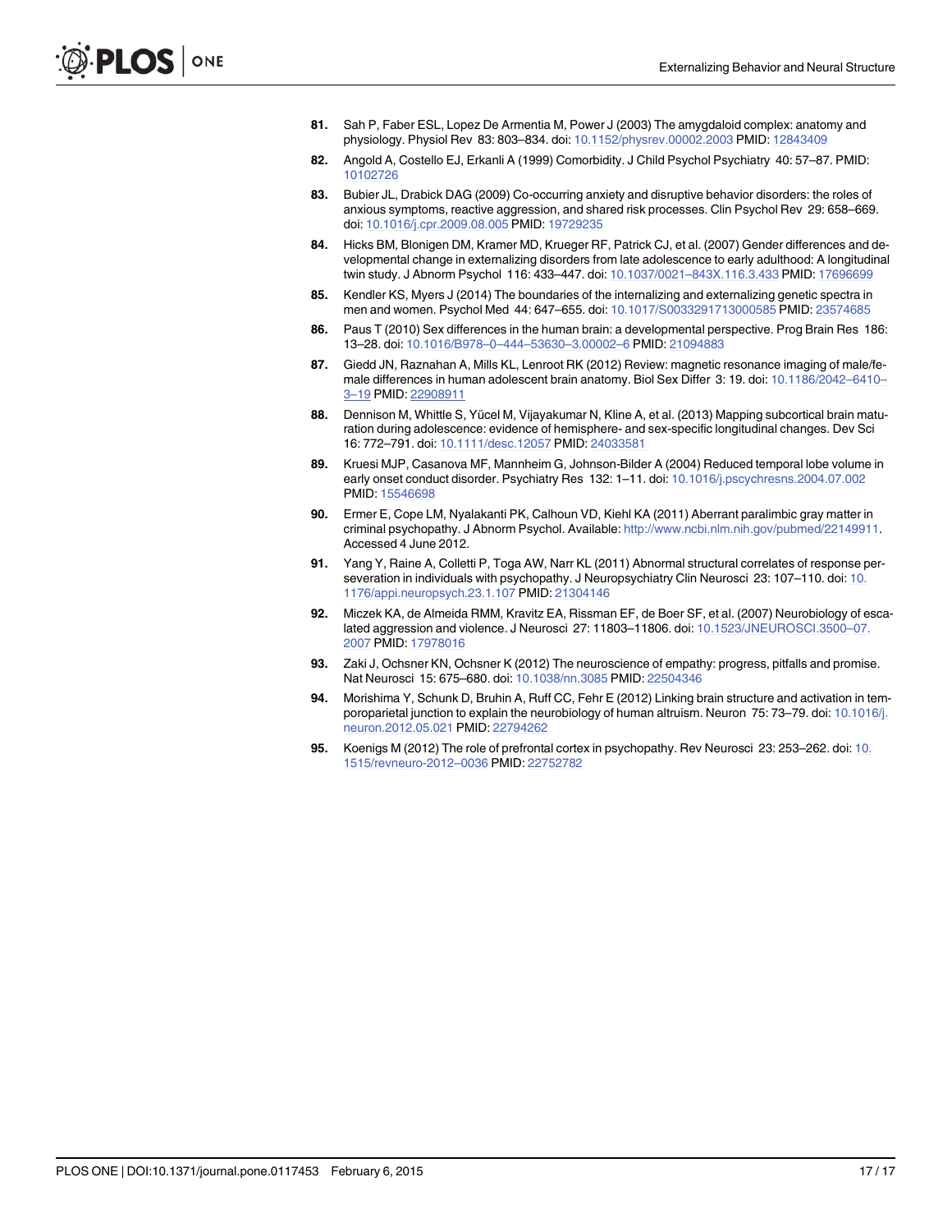81. Sah P, Faber ESL, Lopez De Armentia M, Power J (2003) The amygdaloid complex: anatomy and physiology. Physiol Rev 83: 803–834. doi: 10.1152/physrev.00002.2003 PMID: 12843409

82. Angold A, Costello EJ, Erkanli A (1999) Comorbidity. J Child Psychol Psychiatry 40: 57–87. PMID: 10102726

83. Bubier JL, Drabick DAG (2009) Co-occurring anxiety and disruptive behavior disorders: the roles of anxious symptoms, reactive aggression, and shared risk processes. Clin Psychol Rev 29: 658–669. doi: 10.1016/j.cpr.2009.08.005 PMID: 19729235

84. Hicks BM, Blonigen DM, Kramer MD, Krueger RF, Patrick CJ, et al. (2007) Gender differences and developmental change in externalizing disorders from late adolescence to early adulthood: A longitudinal twin study. J Abnorm Psychol 116: 433–447. doi: 10.1037/0021–843X.116.3.433 PMID: 17696699

85. Kendler KS, Myers J (2014) The boundaries of the internalizing and externalizing genetic spectra in men and women. Psychol Med 44: 647–655. doi: 10.1017/S0033291713000585 PMID: 23574685

86. Paus T (2010) Sex differences in the human brain: a developmental perspective. Prog Brain Res 186: 13–28. doi: 10.1016/B978–0–444–53630–3.00002–6 PMID: 21094883

87. Giedd JN, Raznahan A, Mills KL, Lenroot RK (2012) Review: magnetic resonance imaging of male/female differences in human adolescent brain anatomy. Biol Sex Differ 3: 19. doi: 10.1186/2042–6410–3–19 PMID: 22908911

88. Dennison M, Whittle S, Yücel M, Vijayakumar N, Kline A, et al. (2013) Mapping subcortical brain maturation during adolescence: evidence of hemisphere- and sex-specific longitudinal changes. Dev Sci 16: 772–791. doi: 10.1111/desc.12057 PMID: 24033581

89. Kruesi MJP, Casanova MF, Mannheim G, Johnson-Bilder A (2004) Reduced temporal lobe volume in early onset conduct disorder. Psychiatry Res 132: 1–11. doi: 10.1016/j.pscychresns.2004.07.002 PMID: 15546698

90. Ermer E, Cope LM, Nyalakanti PK, Calhoun VD, Kiehl KA (2011) Aberrant paralimbic gray matter in criminal psychopathy. J Abnorm Psychol. Available: http://www.ncbi.nlm.nih.gov/pubmed/22149911. Accessed 4 June 2012.

91. Yang Y, Raine A, Colletti P, Toga AW, Narr KL (2011) Abnormal structural correlates of response perseveration in individuals with psychopathy. J Neuropsychiatry Clin Neurosci 23: 107–110. doi: 10.1176/appi.neuropsych.23.1.107 PMID: 21304146

92. Miczek KA, de Almeida RMM, Kravitz EA, Rissman EF, de Boer SF, et al. (2007) Neurobiology of escalated aggression and violence. J Neurosci 27: 11803–11806. doi: 10.1523/JNEUROSCI.3500–07.2007 PMID: 17978016

93. Zaki J, Ochsner KN, Ochsner K (2012) The neuroscience of empathy: progress, pitfalls and promise. Nat Neurosci 15: 675–680. doi: 10.1038/nn.3085 PMID: 22504346

94. Morishima Y, Schunk D, Bruhin A, Ruff CC, Fehr E (2012) Linking brain structure and activation in temporoparietal junction to explain the neurobiology of human altruism. Neuron 75: 73–79. doi: 10.1016/j.neuron.2012.05.021 PMID: 22794262

95. Koenigs M (2012) The role of prefrontal cortex in psychopathy. Rev Neurosci 23: 253–262. doi: 10.1515/revneuro-2012–0036 PMID: 22752782